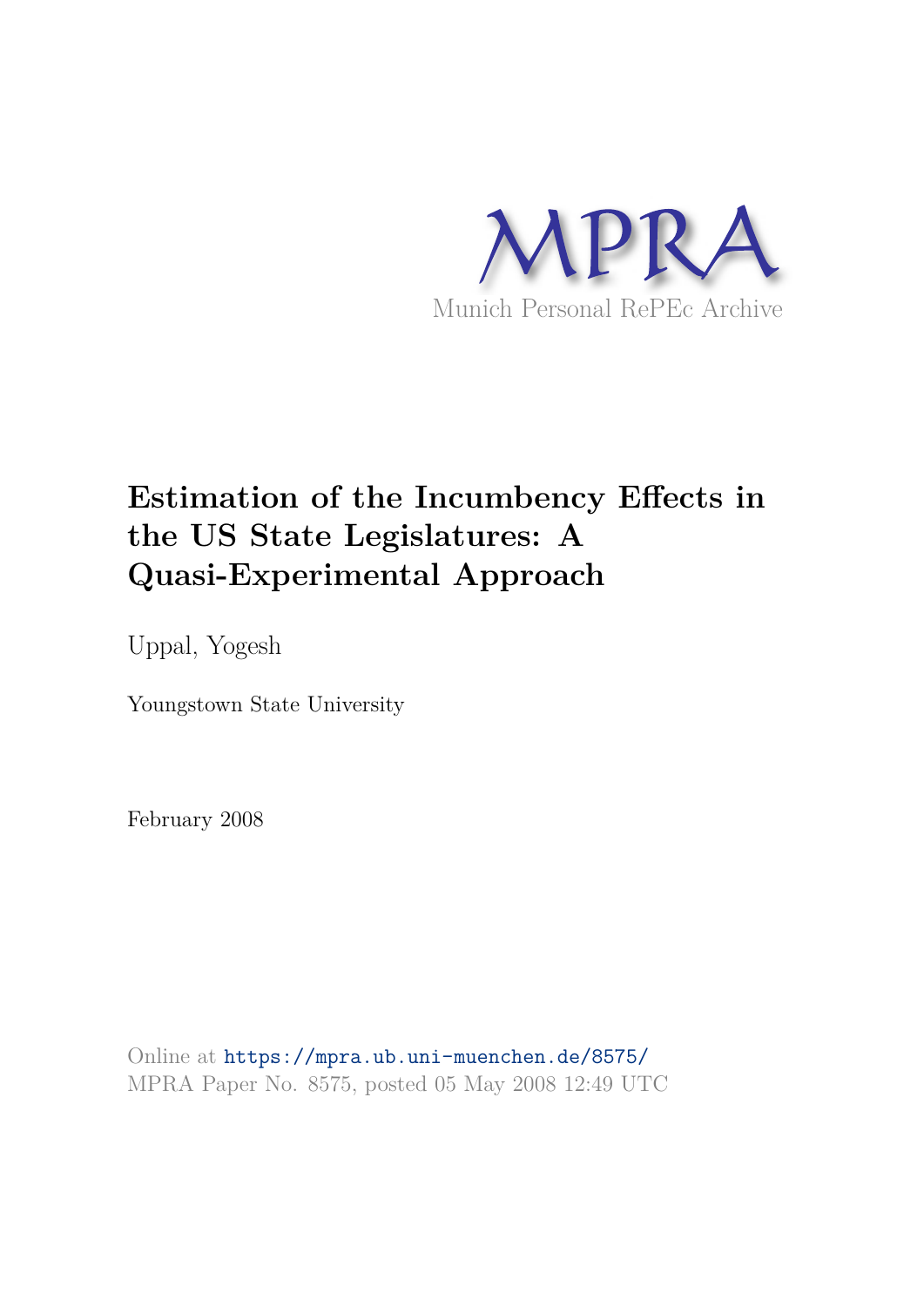MPRA

Munich Personal RePEc Archive

# Estimation of the Incumbency Effects in the US State Legislatures: A Quasi-Experimental Approach

Uppal, Yogesh

Youngstown State University

February 2008

Online at https://mpra.ub.uni-muenchen.de/8575/
MPRA Paper No. 8575, posted 05 May 2008 12:49 UTC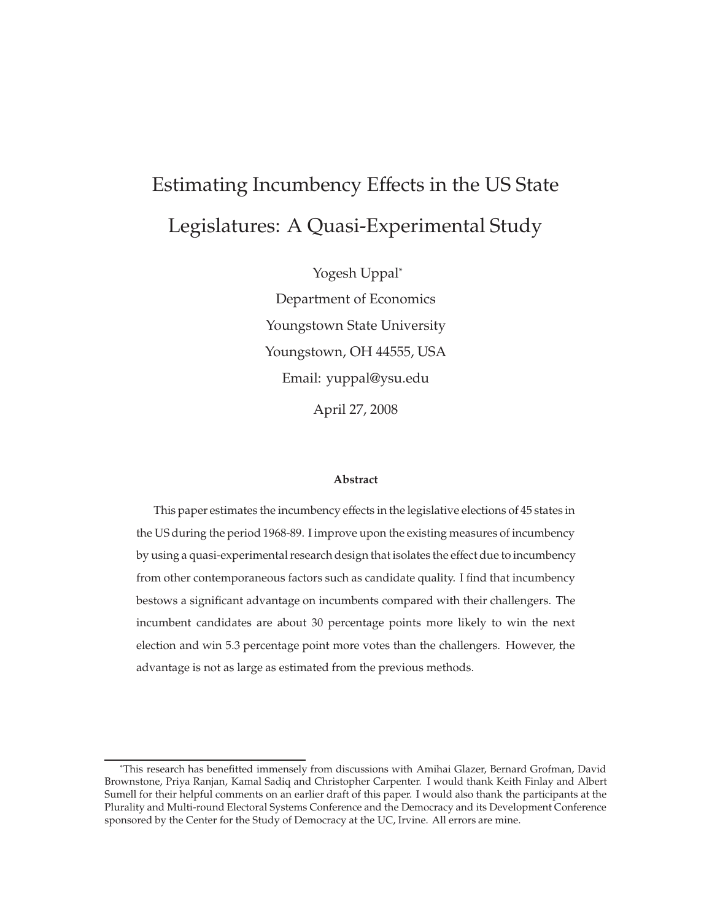# Estimating Incumbency Effects in the US State Legislatures: A Quasi-Experimental Study

Yogesh Uppal*

Department of Economics

Youngstown State University

Youngstown, OH 44555, USA

Email: yuppal@ysu.edu

April 27, 2008

**Abstract**

This paper estimates the incumbency effects in the legislative elections of 45 states in the US during the period 1968-89. I improve upon the existing measures of incumbency by using a quasi-experimental research design that isolates the effect due to incumbency from other contemporaneous factors such as candidate quality. I find that incumbency bestows a significant advantage on incumbents compared with their challengers. The incumbent candidates are about 30 percentage points more likely to win the next election and win 5.3 percentage point more votes than the challengers. However, the advantage is not as large as estimated from the previous methods.

*This research has benefitted immensely from discussions with Amihai Glazer, Bernard Grofman, David Brownstone, Priya Ranjan, Kamal Sadiq and Christopher Carpenter. I would thank Keith Finlay and Albert Sumell for their helpful comments on an earlier draft of this paper. I would also thank the participants at the Plurality and Multi-round Electoral Systems Conference and the Democracy and its Development Conference sponsored by the Center for the Study of Democracy at the UC, Irvine. All errors are mine.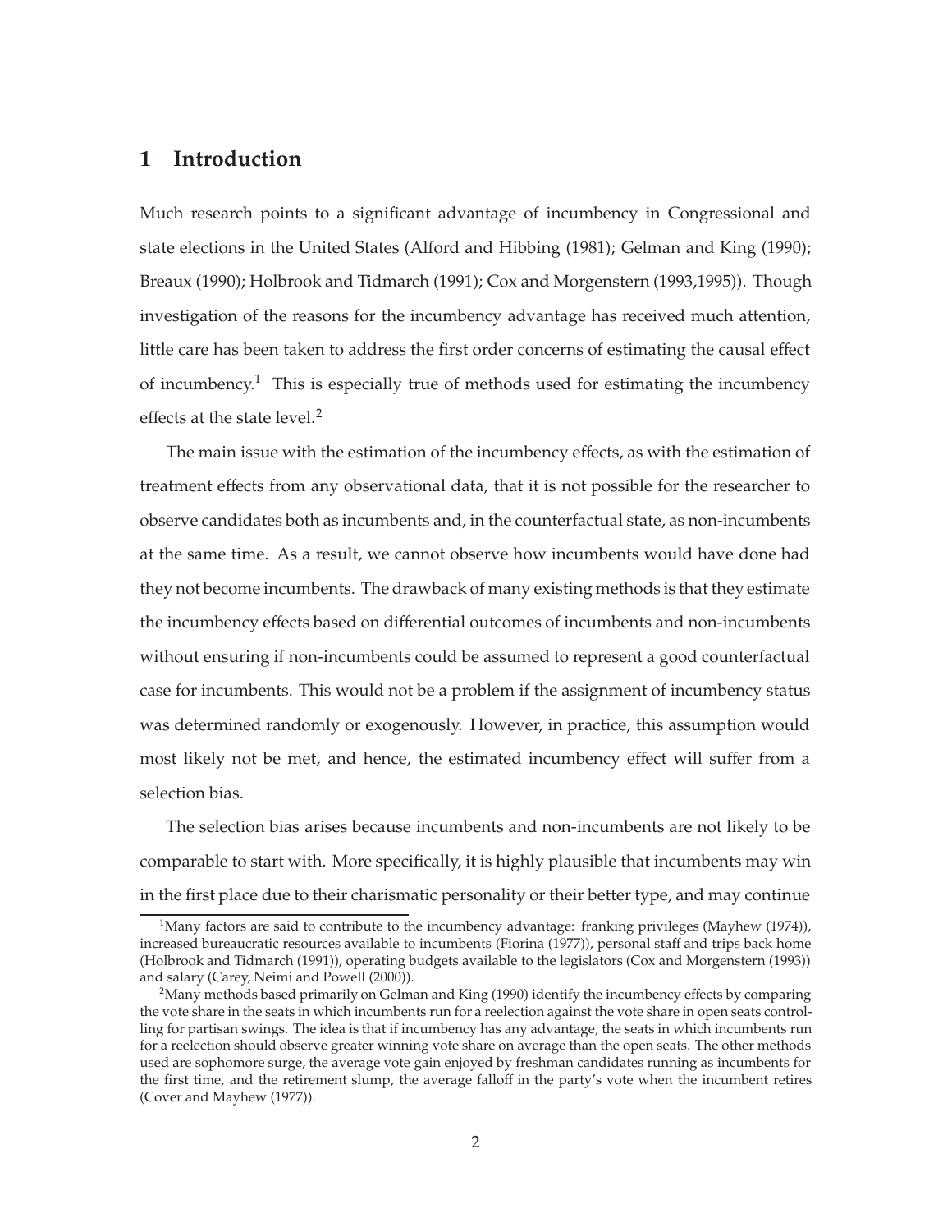# 1 Introduction

Much research points to a significant advantage of incumbency in Congressional and state elections in the United States (Alford and Hibbing (1981); Gelman and King (1990); Breaux (1990); Holbrook and Tidmarch (1991); Cox and Morgenstern (1993,1995)). Though investigation of the reasons for the incumbency advantage has received much attention, little care has been taken to address the first order concerns of estimating the causal effect of incumbency.[1] This is especially true of methods used for estimating the incumbency effects at the state level.[2]

The main issue with the estimation of the incumbency effects, as with the estimation of treatment effects from any observational data, that it is not possible for the researcher to observe candidates both as incumbents and, in the counterfactual state, as non-incumbents at the same time. As a result, we cannot observe how incumbents would have done had they not become incumbents. The drawback of many existing methods is that they estimate the incumbency effects based on differential outcomes of incumbents and non-incumbents without ensuring if non-incumbents could be assumed to represent a good counterfactual case for incumbents. This would not be a problem if the assignment of incumbency status was determined randomly or exogenously. However, in practice, this assumption would most likely not be met, and hence, the estimated incumbency effect will suffer from a selection bias.

The selection bias arises because incumbents and non-incumbents are not likely to be comparable to start with. More specifically, it is highly plausible that incumbents may win in the first place due to their charismatic personality or their better type, and may continue

[1] Many factors are said to contribute to the incumbency advantage: franking privileges (Mayhew (1974)), increased bureaucratic resources available to incumbents (Fiorina (1977)), personal staff and trips back home (Holbrook and Tidmarch (1991)), operating budgets available to the legislators (Cox and Morgenstern (1993)) and salary (Carey, Neimi and Powell (2000)).

[2] Many methods based primarily on Gelman and King (1990) identify the incumbency effects by comparing the vote share in the seats in which incumbents run for a reelection against the vote share in open seats controlling for partisan swings. The idea is that if incumbency has any advantage, the seats in which incumbents run for a reelection should observe greater winning vote share on average than the open seats. The other methods used are sophomore surge, the average vote gain enjoyed by freshman candidates running as incumbents for the first time, and the retirement slump, the average falloff in the party's vote when the incumbent retires (Cover and Mayhew (1977)).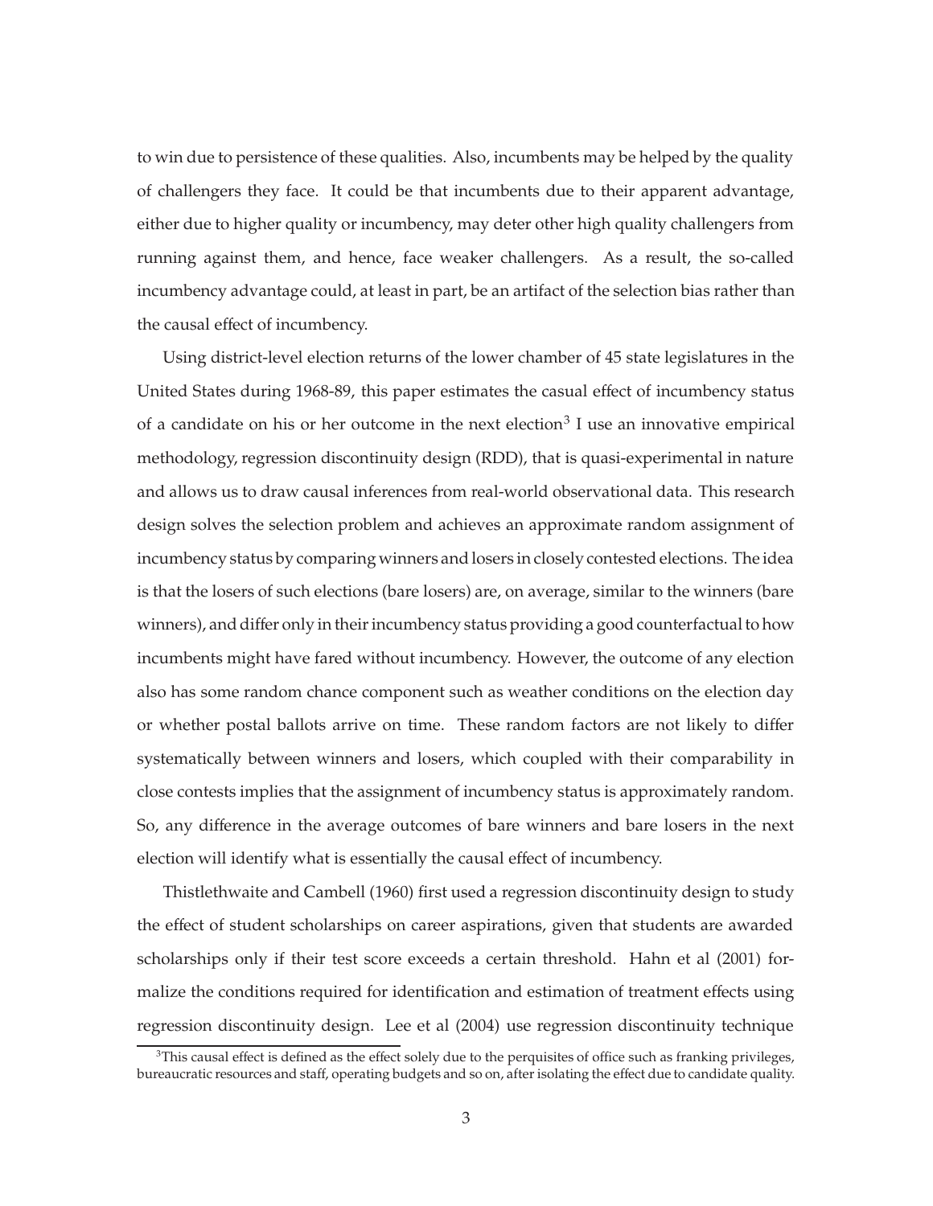to win due to persistence of these qualities. Also, incumbents may be helped by the quality of challengers they face. It could be that incumbents due to their apparent advantage, either due to higher quality or incumbency, may deter other high quality challengers from running against them, and hence, face weaker challengers. As a result, the so-called incumbency advantage could, at least in part, be an artifact of the selection bias rather than the causal effect of incumbency.

Using district-level election returns of the lower chamber of 45 state legislatures in the United States during 1968-89, this paper estimates the casual effect of incumbency status of a candidate on his or her outcome in the next election[3] I use an innovative empirical methodology, regression discontinuity design (RDD), that is quasi-experimental in nature and allows us to draw causal inferences from real-world observational data. This research design solves the selection problem and achieves an approximate random assignment of incumbency status by comparing winners and losers in closely contested elections. The idea is that the losers of such elections (bare losers) are, on average, similar to the winners (bare winners), and differ only in their incumbency status providing a good counterfactual to how incumbents might have fared without incumbency. However, the outcome of any election also has some random chance component such as weather conditions on the election day or whether postal ballots arrive on time. These random factors are not likely to differ systematically between winners and losers, which coupled with their comparability in close contests implies that the assignment of incumbency status is approximately random. So, any difference in the average outcomes of bare winners and bare losers in the next election will identify what is essentially the causal effect of incumbency.

Thistlethwaite and Cambell (1960) first used a regression discontinuity design to study the effect of student scholarships on career aspirations, given that students are awarded scholarships only if their test score exceeds a certain threshold. Hahn et al (2001) formalize the conditions required for identification and estimation of treatment effects using regression discontinuity design. Lee et al (2004) use regression discontinuity technique

[3]This causal effect is defined as the effect solely due to the perquisites of office such as franking privileges, bureaucratic resources and staff, operating budgets and so on, after isolating the effect due to candidate quality.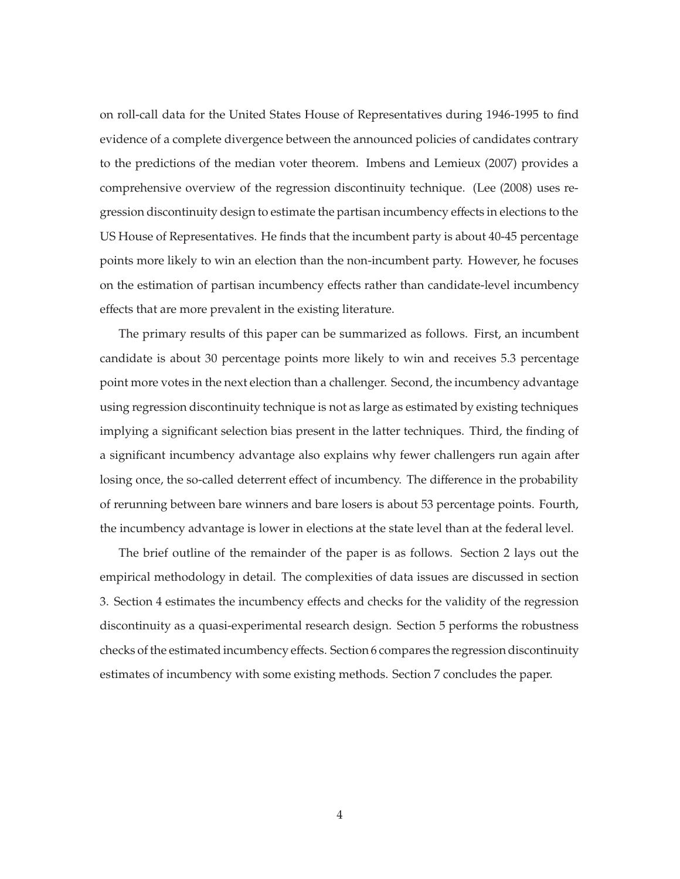on roll-call data for the United States House of Representatives during 1946-1995 to find evidence of a complete divergence between the announced policies of candidates contrary to the predictions of the median voter theorem. Imbens and Lemieux (2007) provides a comprehensive overview of the regression discontinuity technique. (Lee (2008) uses regression discontinuity design to estimate the partisan incumbency effects in elections to the US House of Representatives. He finds that the incumbent party is about 40-45 percentage points more likely to win an election than the non-incumbent party. However, he focuses on the estimation of partisan incumbency effects rather than candidate-level incumbency effects that are more prevalent in the existing literature.

The primary results of this paper can be summarized as follows. First, an incumbent candidate is about 30 percentage points more likely to win and receives 5.3 percentage point more votes in the next election than a challenger. Second, the incumbency advantage using regression discontinuity technique is not as large as estimated by existing techniques implying a significant selection bias present in the latter techniques. Third, the finding of a significant incumbency advantage also explains why fewer challengers run again after losing once, the so-called deterrent effect of incumbency. The difference in the probability of rerunning between bare winners and bare losers is about 53 percentage points. Fourth, the incumbency advantage is lower in elections at the state level than at the federal level.

The brief outline of the remainder of the paper is as follows. Section 2 lays out the empirical methodology in detail. The complexities of data issues are discussed in section 3. Section 4 estimates the incumbency effects and checks for the validity of the regression discontinuity as a quasi-experimental research design. Section 5 performs the robustness checks of the estimated incumbency effects. Section 6 compares the regression discontinuity estimates of incumbency with some existing methods. Section 7 concludes the paper.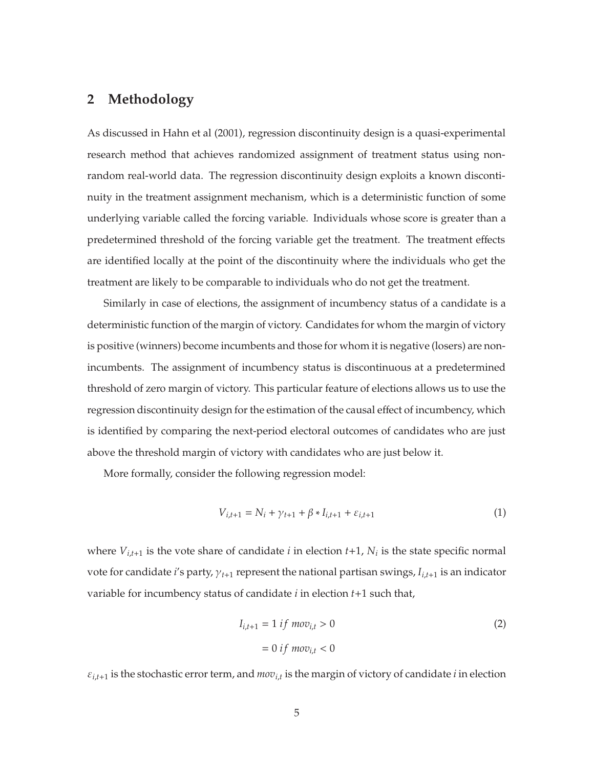## 2 Methodology

As discussed in Hahn et al (2001), regression discontinuity design is a quasi-experimental research method that achieves randomized assignment of treatment status using non-random real-world data. The regression discontinuity design exploits a known discontinuity in the treatment assignment mechanism, which is a deterministic function of some underlying variable called the forcing variable. Individuals whose score is greater than a predetermined threshold of the forcing variable get the treatment. The treatment effects are identified locally at the point of the discontinuity where the individuals who get the treatment are likely to be comparable to individuals who do not get the treatment.

Similarly in case of elections, the assignment of incumbency status of a candidate is a deterministic function of the margin of victory. Candidates for whom the margin of victory is positive (winners) become incumbents and those for whom it is negative (losers) are non-incumbents. The assignment of incumbency status is discontinuous at a predetermined threshold of zero margin of victory. This particular feature of elections allows us to use the regression discontinuity design for the estimation of the causal effect of incumbency, which is identified by comparing the next-period electoral outcomes of candidates who are just above the threshold margin of victory with candidates who are just below it.

More formally, consider the following regression model:

$$V_{i,t+1} = N_i + \gamma_{t+1} + \beta * I_{i,t+1} + \varepsilon_{i,t+1} \tag{1}$$

where $V_{i,t+1}$ is the vote share of candidate $i$ in election $t$+1, $N_i$ is the state specific normal vote for candidate $i$'s party, $\gamma_{t+1}$ represent the national partisan swings, $I_{i,t+1}$ is an indicator variable for incumbency status of candidate $i$ in election $t$+1 such that,

$$\begin{aligned} I_{i,t+1} &= 1 \; if \; mov_{i,t} > 0 \\ &= 0 \; if \; mov_{i,t} < 0 \end{aligned} \tag{2}$$

$\varepsilon_{i,t+1}$ is the stochastic error term, and $mov_{i,t}$ is the margin of victory of candidate $i$ in election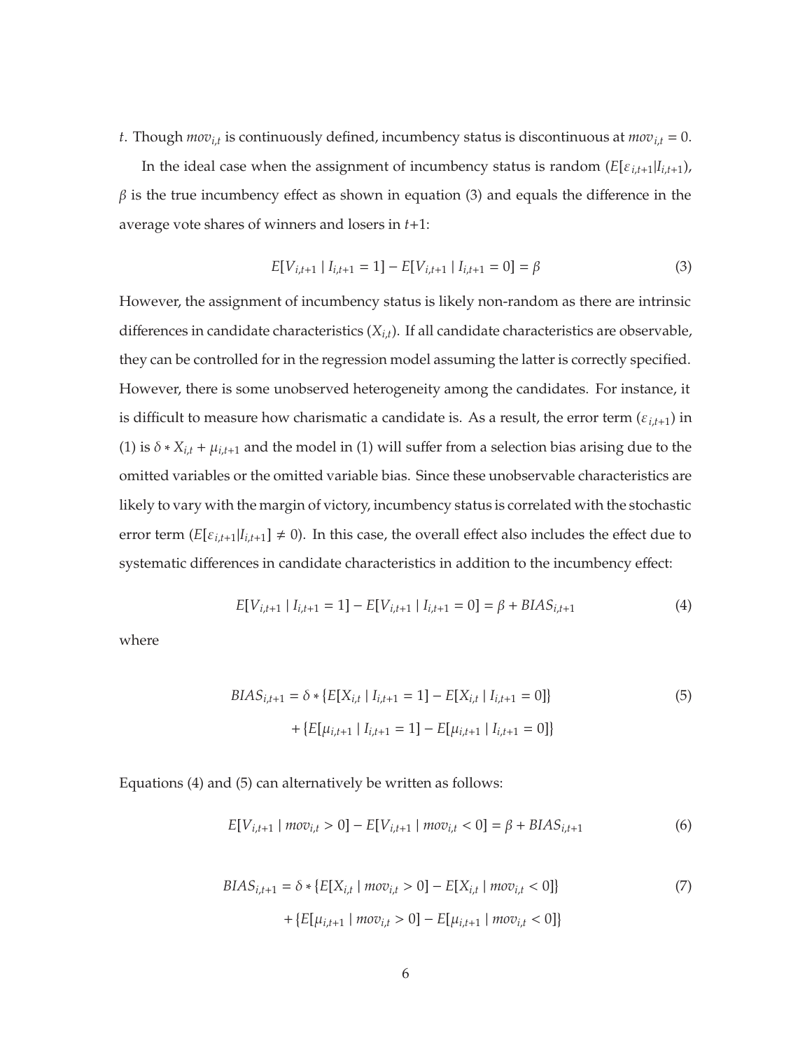$t$. Though $mov_{i,t}$ is continuously defined, incumbency status is discontinuous at $mov_{i,t} = 0$.

In the ideal case when the assignment of incumbency status is random ($E[\varepsilon_{i,t+1}|I_{i,t+1}$), $\beta$ is the true incumbency effect as shown in equation (3) and equals the difference in the average vote shares of winners and losers in $t$+1:

$$E[V_{i,t+1} \mid I_{i,t+1} = 1] - E[V_{i,t+1} \mid I_{i,t+1} = 0] = \beta \tag{3}$$

However, the assignment of incumbency status is likely non-random as there are intrinsic differences in candidate characteristics ($X_{i,t}$). If all candidate characteristics are observable, they can be controlled for in the regression model assuming the latter is correctly specified. However, there is some unobserved heterogeneity among the candidates. For instance, it is difficult to measure how charismatic a candidate is. As a result, the error term ($\varepsilon_{i,t+1}$) in (1) is $\delta * X_{i,t} + \mu_{i,t+1}$ and the model in (1) will suffer from a selection bias arising due to the omitted variables or the omitted variable bias. Since these unobservable characteristics are likely to vary with the margin of victory, incumbency status is correlated with the stochastic error term ($E[\varepsilon_{i,t+1}|I_{i,t+1}] \neq 0$). In this case, the overall effect also includes the effect due to systematic differences in candidate characteristics in addition to the incumbency effect:

$$E[V_{i,t+1} \mid I_{i,t+1} = 1] - E[V_{i,t+1} \mid I_{i,t+1} = 0] = \beta + BIAS_{i,t+1} \tag{4}$$

where

$$\begin{aligned} BIAS_{i,t+1} = \delta * \{E[X_{i,t} \mid I_{i,t+1} = 1] - E[X_{i,t} \mid I_{i,t+1} = 0]\} \\ + \{E[\mu_{i,t+1} \mid I_{i,t+1} = 1] - E[\mu_{i,t+1} \mid I_{i,t+1} = 0]\} \end{aligned} \tag{5}$$

Equations (4) and (5) can alternatively be written as follows:

$$E[V_{i,t+1} \mid mov_{i,t} > 0] - E[V_{i,t+1} \mid mov_{i,t} < 0] = \beta + BIAS_{i,t+1} \tag{6}$$

$$\begin{aligned} BIAS_{i,t+1} = \delta * \{E[X_{i,t} \mid mov_{i,t} > 0] - E[X_{i,t} \mid mov_{i,t} < 0]\} \\ + \{E[\mu_{i,t+1} \mid mov_{i,t} > 0] - E[\mu_{i,t+1} \mid mov_{i,t} < 0]\} \end{aligned} \tag{7}$$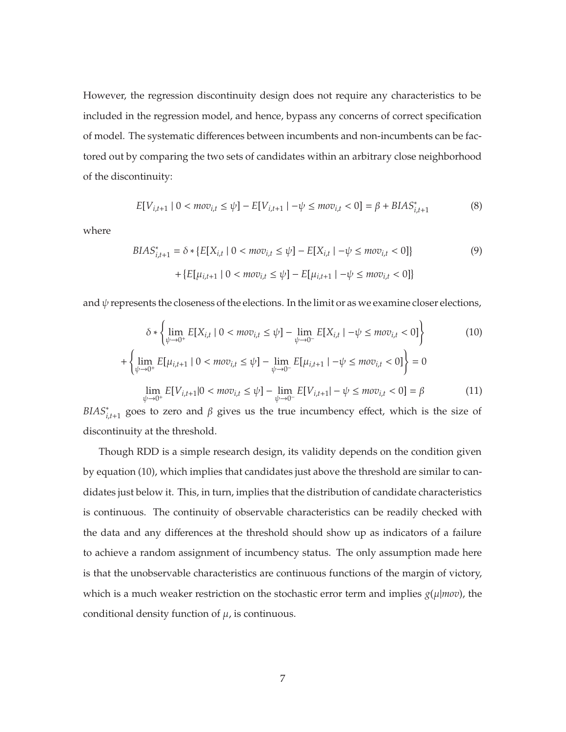However, the regression discontinuity design does not require any characteristics to be included in the regression model, and hence, bypass any concerns of correct specification of model. The systematic differences between incumbents and non-incumbents can be factored out by comparing the two sets of candidates within an arbitrary close neighborhood of the discontinuity:

$$E[V_{i,t+1} \mid 0 < mov_{i,t} \leq \psi] - E[V_{i,t+1} \mid -\psi \leq mov_{i,t} < 0] = \beta + BIAS^{*}_{i,t+1} \tag{8}$$

where

$$\begin{aligned} BIAS^{*}_{i,t+1} = \delta * \{E[X_{i,t} \mid 0 < mov_{i,t} \leq \psi] - E[X_{i,t} \mid -\psi \leq mov_{i,t} < 0]\} \\ + \{E[\mu_{i,t+1} \mid 0 < mov_{i,t} \leq \psi] - E[\mu_{i,t+1} \mid -\psi \leq mov_{i,t} < 0]\} \end{aligned} \tag{9}$$

and $\psi$ represents the closeness of the elections. In the limit or as we examine closer elections,

$$\begin{aligned} \delta * \left\{ \lim_{\psi \to 0^{+}} E[X_{i,t} \mid 0 < mov_{i,t} \leq \psi] - \lim_{\psi \to 0^{-}} E[X_{i,t} \mid -\psi \leq mov_{i,t} < 0] \right\} \\ + \left\{ \lim_{\psi \to 0^{+}} E[\mu_{i,t+1} \mid 0 < mov_{i,t} \leq \psi] - \lim_{\psi \to 0^{-}} E[\mu_{i,t+1} \mid -\psi \leq mov_{i,t} < 0] \right\} = 0 \end{aligned} \tag{10}$$

$$\lim_{\psi \to 0^{+}} E[V_{i,t+1} | 0 < mov_{i,t} \leq \psi] - \lim_{\psi \to 0^{-}} E[V_{i,t+1} | -\psi \leq mov_{i,t} < 0] = \beta \tag{11}$$

$BIAS^{*}_{i,t+1}$ goes to zero and $\beta$ gives us the true incumbency effect, which is the size of discontinuity at the threshold.

Though RDD is a simple research design, its validity depends on the condition given by equation (10), which implies that candidates just above the threshold are similar to candidates just below it. This, in turn, implies that the distribution of candidate characteristics is continuous. The continuity of observable characteristics can be readily checked with the data and any differences at the threshold should show up as indicators of a failure to achieve a random assignment of incumbency status. The only assumption made here is that the unobservable characteristics are continuous functions of the margin of victory, which is a much weaker restriction on the stochastic error term and implies $g(\mu|mov)$, the conditional density function of $\mu$, is continuous.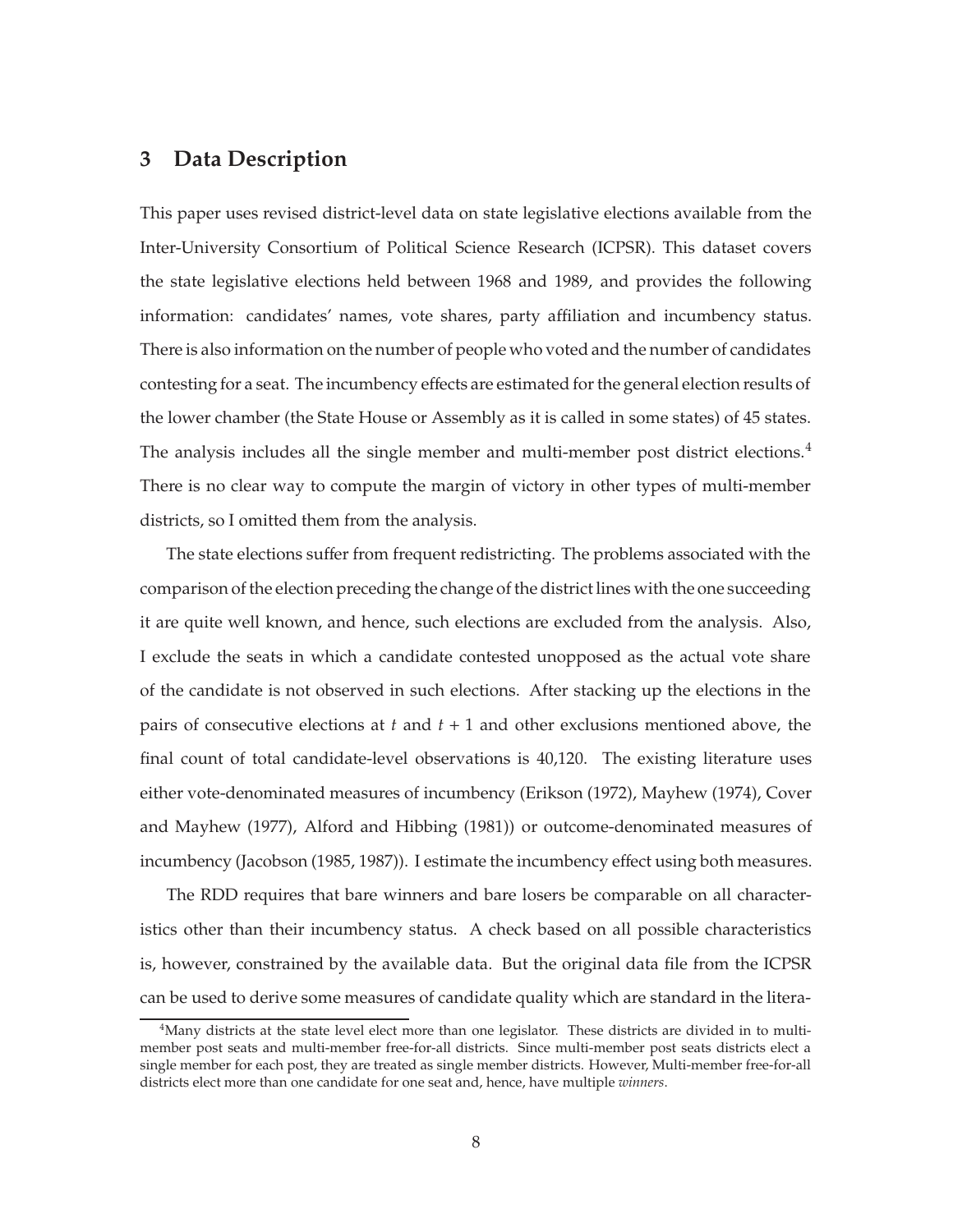## 3 Data Description

This paper uses revised district-level data on state legislative elections available from the Inter-University Consortium of Political Science Research (ICPSR). This dataset covers the state legislative elections held between 1968 and 1989, and provides the following information: candidates' names, vote shares, party affiliation and incumbency status. There is also information on the number of people who voted and the number of candidates contesting for a seat. The incumbency effects are estimated for the general election results of the lower chamber (the State House or Assembly as it is called in some states) of 45 states. The analysis includes all the single member and multi-member post district elections.[4] There is no clear way to compute the margin of victory in other types of multi-member districts, so I omitted them from the analysis.

The state elections suffer from frequent redistricting. The problems associated with the comparison of the election preceding the change of the district lines with the one succeeding it are quite well known, and hence, such elections are excluded from the analysis. Also, I exclude the seats in which a candidate contested unopposed as the actual vote share of the candidate is not observed in such elections. After stacking up the elections in the pairs of consecutive elections at $t$ and $t+1$ and other exclusions mentioned above, the final count of total candidate-level observations is 40,120. The existing literature uses either vote-denominated measures of incumbency (Erikson (1972), Mayhew (1974), Cover and Mayhew (1977), Alford and Hibbing (1981)) or outcome-denominated measures of incumbency (Jacobson (1985, 1987)). I estimate the incumbency effect using both measures.

The RDD requires that bare winners and bare losers be comparable on all characteristics other than their incumbency status. A check based on all possible characteristics is, however, constrained by the available data. But the original data file from the ICPSR can be used to derive some measures of candidate quality which are standard in the litera-

[4] Many districts at the state level elect more than one legislator. These districts are divided in to multi-member post seats and multi-member free-for-all districts. Since multi-member post seats districts elect a single member for each post, they are treated as single member districts. However, Multi-member free-for-all districts elect more than one candidate for one seat and, hence, have multiple *winners*.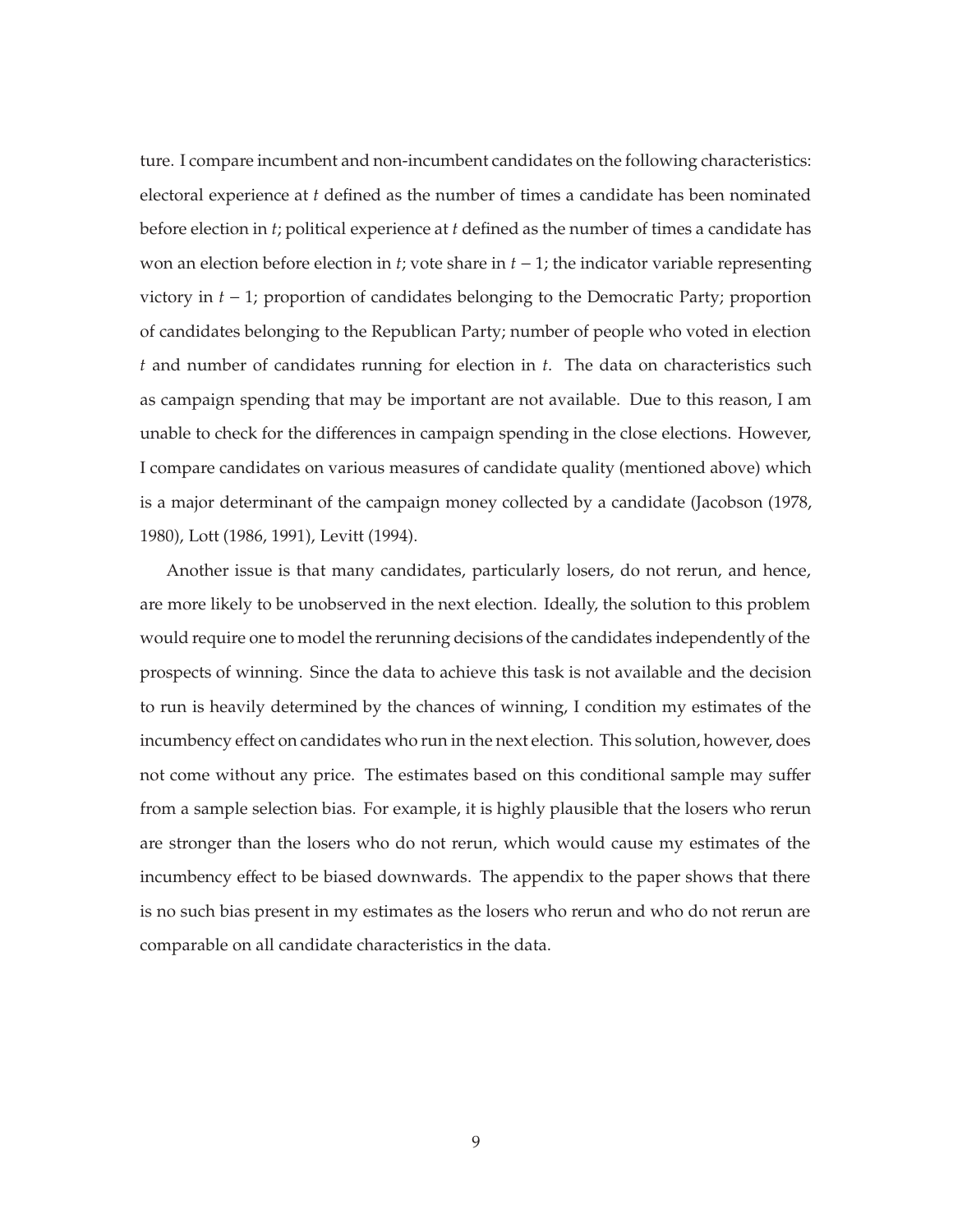ture. I compare incumbent and non-incumbent candidates on the following characteristics: electoral experience at $t$ defined as the number of times a candidate has been nominated before election in $t$; political experience at $t$ defined as the number of times a candidate has won an election before election in $t$; vote share in $t-1$; the indicator variable representing victory in $t-1$; proportion of candidates belonging to the Democratic Party; proportion of candidates belonging to the Republican Party; number of people who voted in election $t$ and number of candidates running for election in $t$. The data on characteristics such as campaign spending that may be important are not available. Due to this reason, I am unable to check for the differences in campaign spending in the close elections. However, I compare candidates on various measures of candidate quality (mentioned above) which is a major determinant of the campaign money collected by a candidate (Jacobson (1978, 1980), Lott (1986, 1991), Levitt (1994).

Another issue is that many candidates, particularly losers, do not rerun, and hence, are more likely to be unobserved in the next election. Ideally, the solution to this problem would require one to model the rerunning decisions of the candidates independently of the prospects of winning. Since the data to achieve this task is not available and the decision to run is heavily determined by the chances of winning, I condition my estimates of the incumbency effect on candidates who run in the next election. This solution, however, does not come without any price. The estimates based on this conditional sample may suffer from a sample selection bias. For example, it is highly plausible that the losers who rerun are stronger than the losers who do not rerun, which would cause my estimates of the incumbency effect to be biased downwards. The appendix to the paper shows that there is no such bias present in my estimates as the losers who rerun and who do not rerun are comparable on all candidate characteristics in the data.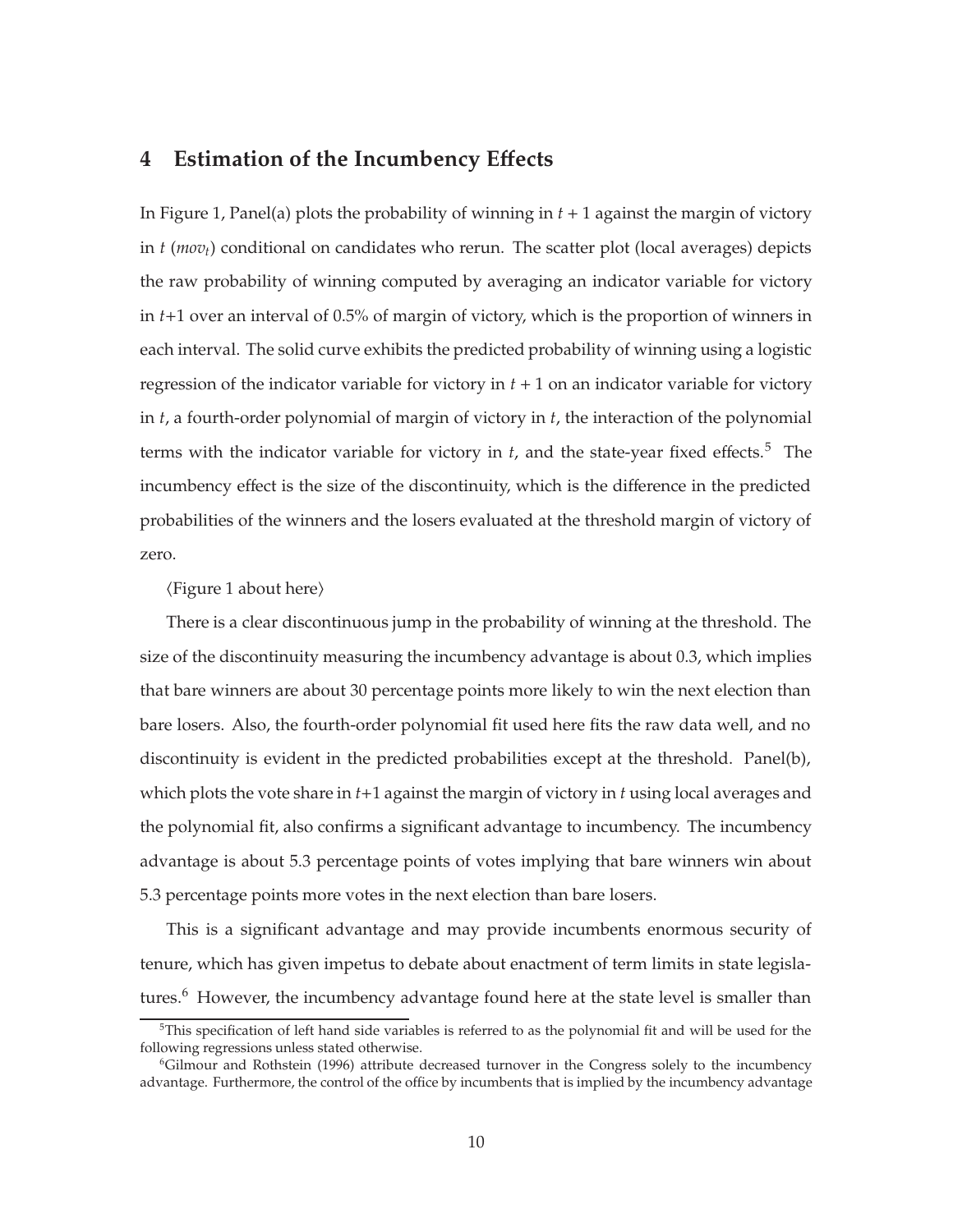## 4 Estimation of the Incumbency Effects

In Figure 1, Panel(a) plots the probability of winning in $t+1$ against the margin of victory in $t$ ($mov_t$) conditional on candidates who rerun. The scatter plot (local averages) depicts the raw probability of winning computed by averaging an indicator variable for victory in $t$+1 over an interval of 0.5% of margin of victory, which is the proportion of winners in each interval. The solid curve exhibits the predicted probability of winning using a logistic regression of the indicator variable for victory in $t+1$ on an indicator variable for victory in $t$, a fourth-order polynomial of margin of victory in $t$, the interaction of the polynomial terms with the indicator variable for victory in $t$, and the state-year fixed effects.[5] The incumbency effect is the size of the discontinuity, which is the difference in the predicted probabilities of the winners and the losers evaluated at the threshold margin of victory of zero.

⟨Figure 1 about here⟩

There is a clear discontinuous jump in the probability of winning at the threshold. The size of the discontinuity measuring the incumbency advantage is about 0.3, which implies that bare winners are about 30 percentage points more likely to win the next election than bare losers. Also, the fourth-order polynomial fit used here fits the raw data well, and no discontinuity is evident in the predicted probabilities except at the threshold. Panel(b), which plots the vote share in $t$+1 against the margin of victory in $t$ using local averages and the polynomial fit, also confirms a significant advantage to incumbency. The incumbency advantage is about 5.3 percentage points of votes implying that bare winners win about 5.3 percentage points more votes in the next election than bare losers.

This is a significant advantage and may provide incumbents enormous security of tenure, which has given impetus to debate about enactment of term limits in state legislatures.[6] However, the incumbency advantage found here at the state level is smaller than

[5]This specification of left hand side variables is referred to as the polynomial fit and will be used for the following regressions unless stated otherwise.

[6]Gilmour and Rothstein (1996) attribute decreased turnover in the Congress solely to the incumbency advantage. Furthermore, the control of the office by incumbents that is implied by the incumbency advantage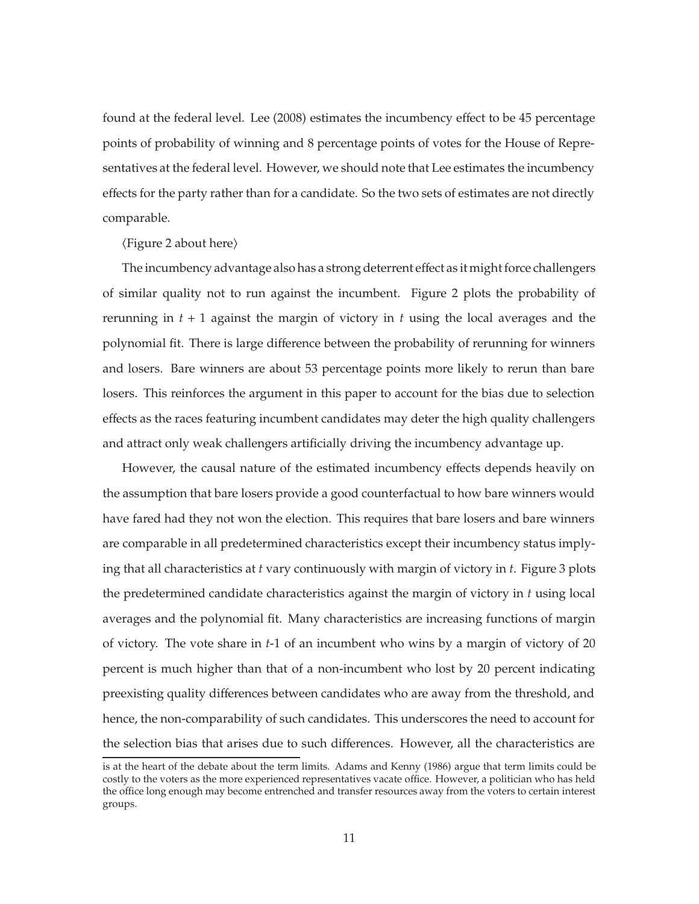found at the federal level. Lee (2008) estimates the incumbency effect to be 45 percentage points of probability of winning and 8 percentage points of votes for the House of Representatives at the federal level. However, we should note that Lee estimates the incumbency effects for the party rather than for a candidate. So the two sets of estimates are not directly comparable.

⟨Figure 2 about here⟩

The incumbency advantage also has a strong deterrent effect as it might force challengers of similar quality not to run against the incumbent. Figure 2 plots the probability of rerunning in $t + 1$ against the margin of victory in $t$ using the local averages and the polynomial fit. There is large difference between the probability of rerunning for winners and losers. Bare winners are about 53 percentage points more likely to rerun than bare losers. This reinforces the argument in this paper to account for the bias due to selection effects as the races featuring incumbent candidates may deter the high quality challengers and attract only weak challengers artificially driving the incumbency advantage up.

However, the causal nature of the estimated incumbency effects depends heavily on the assumption that bare losers provide a good counterfactual to how bare winners would have fared had they not won the election. This requires that bare losers and bare winners are comparable in all predetermined characteristics except their incumbency status implying that all characteristics at $t$ vary continuously with margin of victory in $t$. Figure 3 plots the predetermined candidate characteristics against the margin of victory in $t$ using local averages and the polynomial fit. Many characteristics are increasing functions of margin of victory. The vote share in $t$-1 of an incumbent who wins by a margin of victory of 20 percent is much higher than that of a non-incumbent who lost by 20 percent indicating preexisting quality differences between candidates who are away from the threshold, and hence, the non-comparability of such candidates. This underscores the need to account for the selection bias that arises due to such differences. However, all the characteristics are

is at the heart of the debate about the term limits. Adams and Kenny (1986) argue that term limits could be costly to the voters as the more experienced representatives vacate office. However, a politician who has held the office long enough may become entrenched and transfer resources away from the voters to certain interest groups.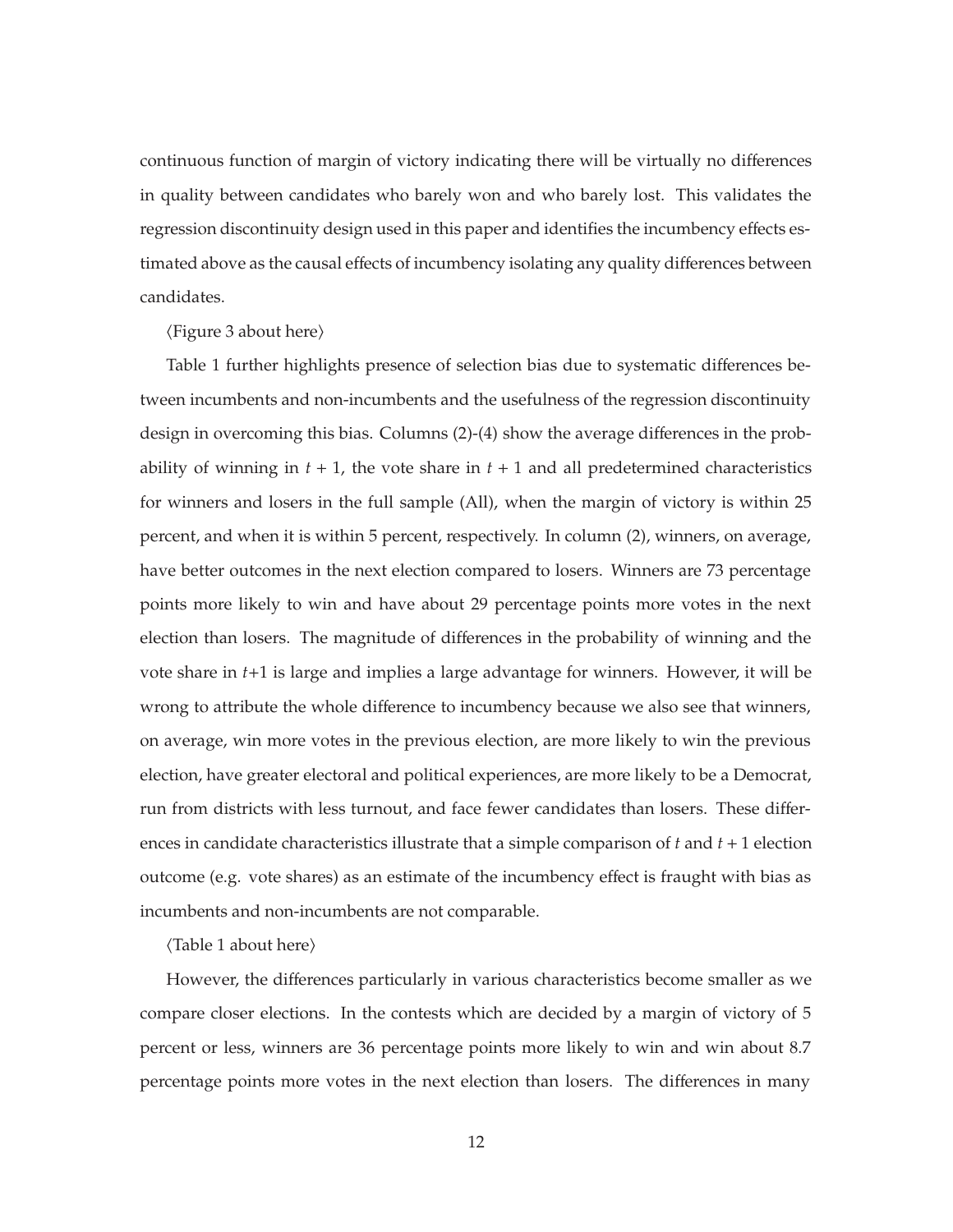continuous function of margin of victory indicating there will be virtually no differences in quality between candidates who barely won and who barely lost. This validates the regression discontinuity design used in this paper and identifies the incumbency effects estimated above as the causal effects of incumbency isolating any quality differences between candidates.

⟨Figure 3 about here⟩

Table 1 further highlights presence of selection bias due to systematic differences between incumbents and non-incumbents and the usefulness of the regression discontinuity design in overcoming this bias. Columns (2)-(4) show the average differences in the probability of winning in $t + 1$, the vote share in $t + 1$ and all predetermined characteristics for winners and losers in the full sample (All), when the margin of victory is within 25 percent, and when it is within 5 percent, respectively. In column (2), winners, on average, have better outcomes in the next election compared to losers. Winners are 73 percentage points more likely to win and have about 29 percentage points more votes in the next election than losers. The magnitude of differences in the probability of winning and the vote share in $t$+1 is large and implies a large advantage for winners. However, it will be wrong to attribute the whole difference to incumbency because we also see that winners, on average, win more votes in the previous election, are more likely to win the previous election, have greater electoral and political experiences, are more likely to be a Democrat, run from districts with less turnout, and face fewer candidates than losers. These differences in candidate characteristics illustrate that a simple comparison of $t$ and $t + 1$ election outcome (e.g. vote shares) as an estimate of the incumbency effect is fraught with bias as incumbents and non-incumbents are not comparable.

⟨Table 1 about here⟩

However, the differences particularly in various characteristics become smaller as we compare closer elections. In the contests which are decided by a margin of victory of 5 percent or less, winners are 36 percentage points more likely to win and win about 8.7 percentage points more votes in the next election than losers. The differences in many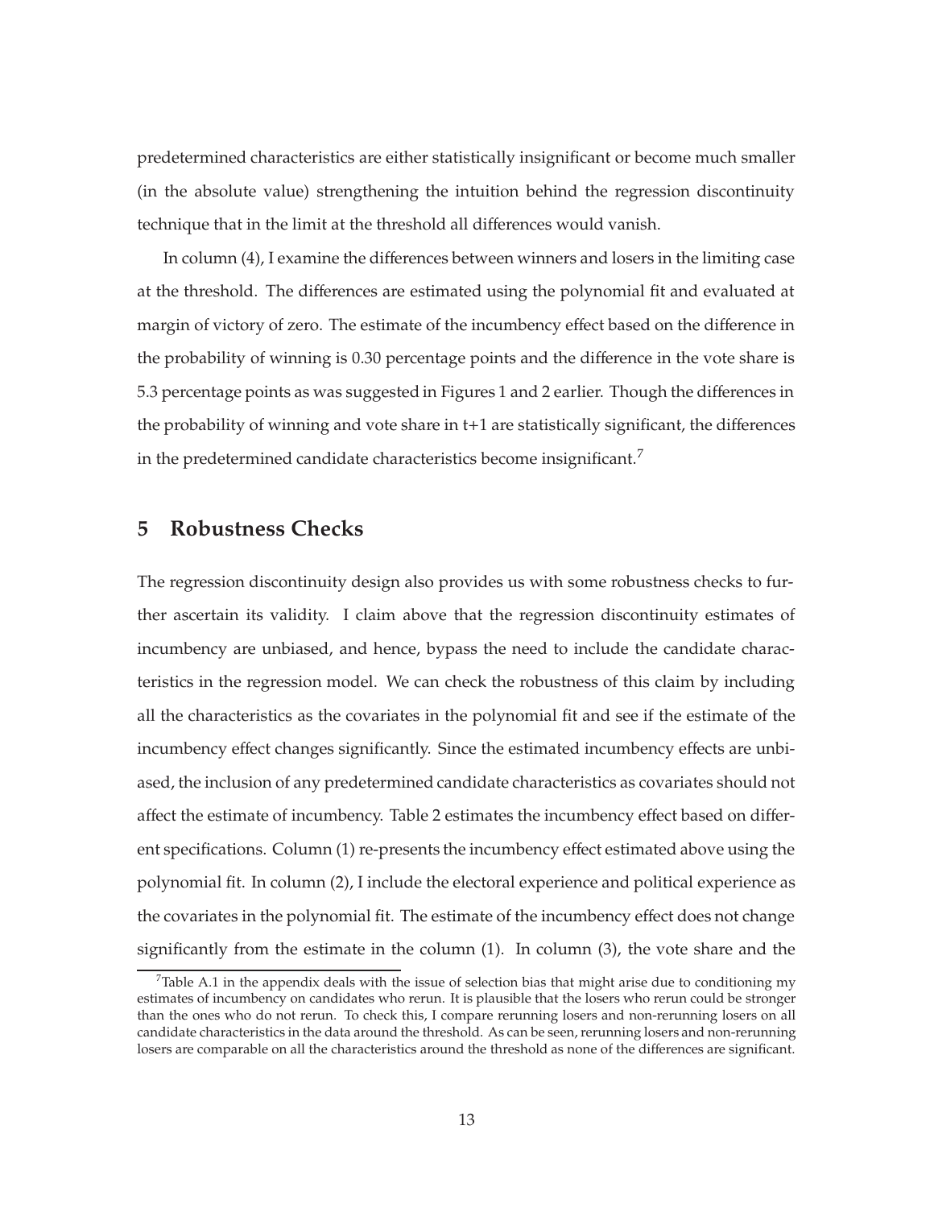predetermined characteristics are either statistically insignificant or become much smaller (in the absolute value) strengthening the intuition behind the regression discontinuity technique that in the limit at the threshold all differences would vanish.

In column (4), I examine the differences between winners and losers in the limiting case at the threshold. The differences are estimated using the polynomial fit and evaluated at margin of victory of zero. The estimate of the incumbency effect based on the difference in the probability of winning is 0.30 percentage points and the difference in the vote share is 5.3 percentage points as was suggested in Figures 1 and 2 earlier. Though the differences in the probability of winning and vote share in t+1 are statistically significant, the differences in the predetermined candidate characteristics become insignificant.[7]

## 5 Robustness Checks

The regression discontinuity design also provides us with some robustness checks to further ascertain its validity. I claim above that the regression discontinuity estimates of incumbency are unbiased, and hence, bypass the need to include the candidate characteristics in the regression model. We can check the robustness of this claim by including all the characteristics as the covariates in the polynomial fit and see if the estimate of the incumbency effect changes significantly. Since the estimated incumbency effects are unbiased, the inclusion of any predetermined candidate characteristics as covariates should not affect the estimate of incumbency. Table 2 estimates the incumbency effect based on different specifications. Column (1) re-presents the incumbency effect estimated above using the polynomial fit. In column (2), I include the electoral experience and political experience as the covariates in the polynomial fit. The estimate of the incumbency effect does not change significantly from the estimate in the column (1). In column (3), the vote share and the

[7] Table A.1 in the appendix deals with the issue of selection bias that might arise due to conditioning my estimates of incumbency on candidates who rerun. It is plausible that the losers who rerun could be stronger than the ones who do not rerun. To check this, I compare rerunning losers and non-rerunning losers on all candidate characteristics in the data around the threshold. As can be seen, rerunning losers and non-rerunning losers are comparable on all the characteristics around the threshold as none of the differences are significant.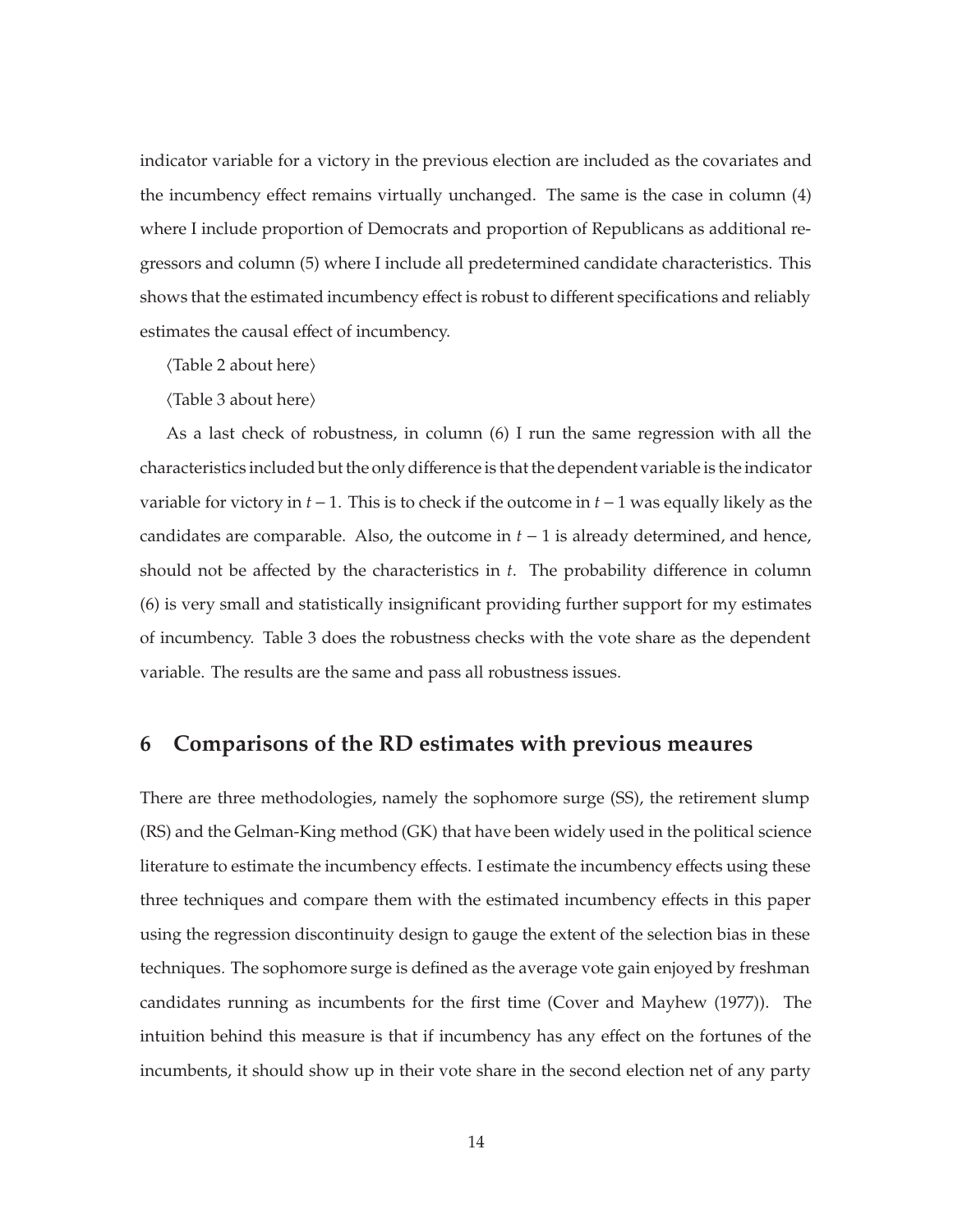indicator variable for a victory in the previous election are included as the covariates and the incumbency effect remains virtually unchanged. The same is the case in column (4) where I include proportion of Democrats and proportion of Republicans as additional regressors and column (5) where I include all predetermined candidate characteristics. This shows that the estimated incumbency effect is robust to different specifications and reliably estimates the causal effect of incumbency.

⟨Table 2 about here⟩

⟨Table 3 about here⟩

As a last check of robustness, in column (6) I run the same regression with all the characteristics included but the only difference is that the dependent variable is the indicator variable for victory in $t-1$. This is to check if the outcome in $t-1$ was equally likely as the candidates are comparable. Also, the outcome in $t-1$ is already determined, and hence, should not be affected by the characteristics in $t$. The probability difference in column (6) is very small and statistically insignificant providing further support for my estimates of incumbency. Table 3 does the robustness checks with the vote share as the dependent variable. The results are the same and pass all robustness issues.

## 6 Comparisons of the RD estimates with previous meaures

There are three methodologies, namely the sophomore surge (SS), the retirement slump (RS) and the Gelman-King method (GK) that have been widely used in the political science literature to estimate the incumbency effects. I estimate the incumbency effects using these three techniques and compare them with the estimated incumbency effects in this paper using the regression discontinuity design to gauge the extent of the selection bias in these techniques. The sophomore surge is defined as the average vote gain enjoyed by freshman candidates running as incumbents for the first time (Cover and Mayhew (1977)). The intuition behind this measure is that if incumbency has any effect on the fortunes of the incumbents, it should show up in their vote share in the second election net of any party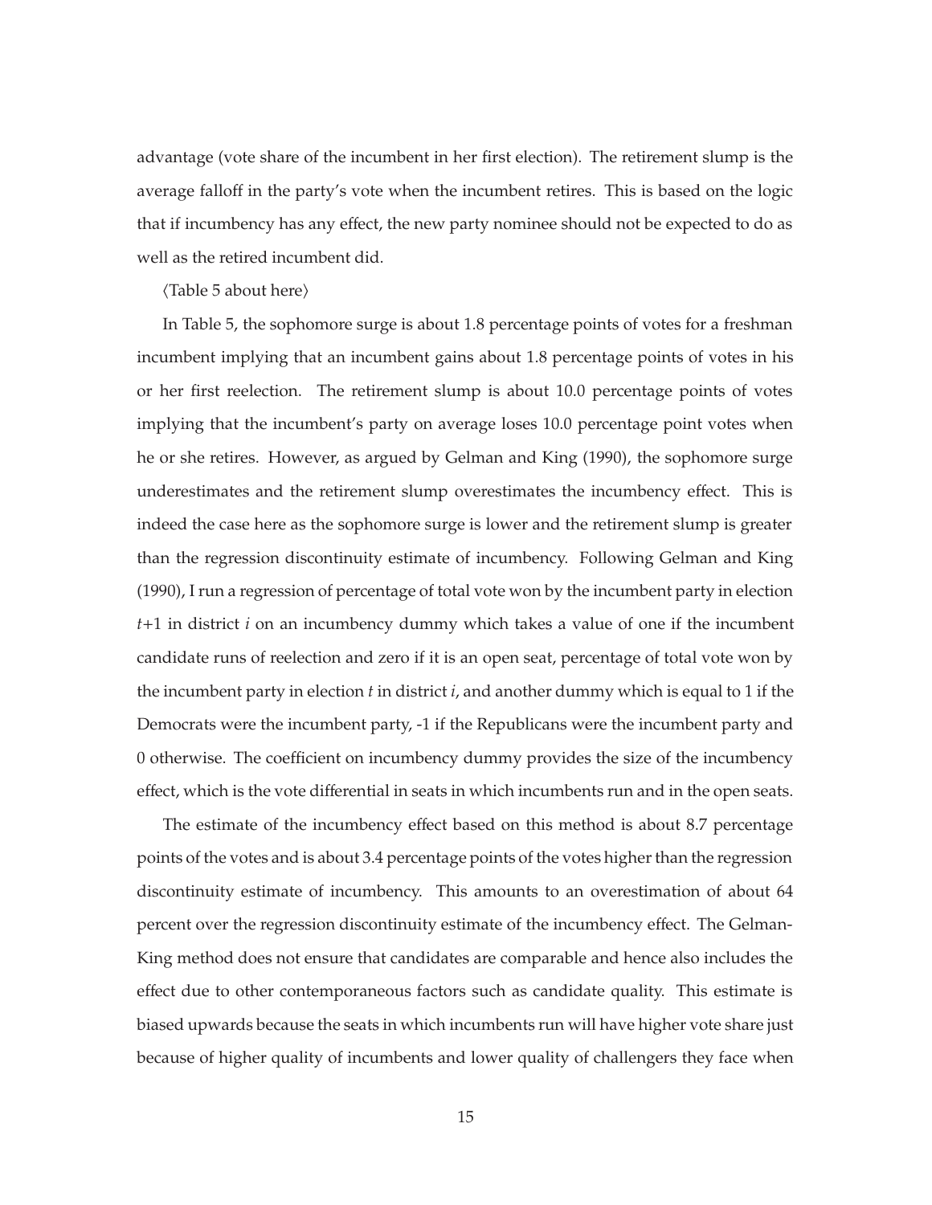advantage (vote share of the incumbent in her first election). The retirement slump is the average falloff in the party's vote when the incumbent retires. This is based on the logic that if incumbency has any effect, the new party nominee should not be expected to do as well as the retired incumbent did.

⟨Table 5 about here⟩

In Table 5, the sophomore surge is about 1.8 percentage points of votes for a freshman incumbent implying that an incumbent gains about 1.8 percentage points of votes in his or her first reelection. The retirement slump is about 10.0 percentage points of votes implying that the incumbent's party on average loses 10.0 percentage point votes when he or she retires. However, as argued by Gelman and King (1990), the sophomore surge underestimates and the retirement slump overestimates the incumbency effect. This is indeed the case here as the sophomore surge is lower and the retirement slump is greater than the regression discontinuity estimate of incumbency. Following Gelman and King (1990), I run a regression of percentage of total vote won by the incumbent party in election $t$+1 in district $i$ on an incumbency dummy which takes a value of one if the incumbent candidate runs of reelection and zero if it is an open seat, percentage of total vote won by the incumbent party in election $t$ in district $i$, and another dummy which is equal to 1 if the Democrats were the incumbent party, -1 if the Republicans were the incumbent party and 0 otherwise. The coefficient on incumbency dummy provides the size of the incumbency effect, which is the vote differential in seats in which incumbents run and in the open seats.

The estimate of the incumbency effect based on this method is about 8.7 percentage points of the votes and is about 3.4 percentage points of the votes higher than the regression discontinuity estimate of incumbency. This amounts to an overestimation of about 64 percent over the regression discontinuity estimate of the incumbency effect. The Gelman-King method does not ensure that candidates are comparable and hence also includes the effect due to other contemporaneous factors such as candidate quality. This estimate is biased upwards because the seats in which incumbents run will have higher vote share just because of higher quality of incumbents and lower quality of challengers they face when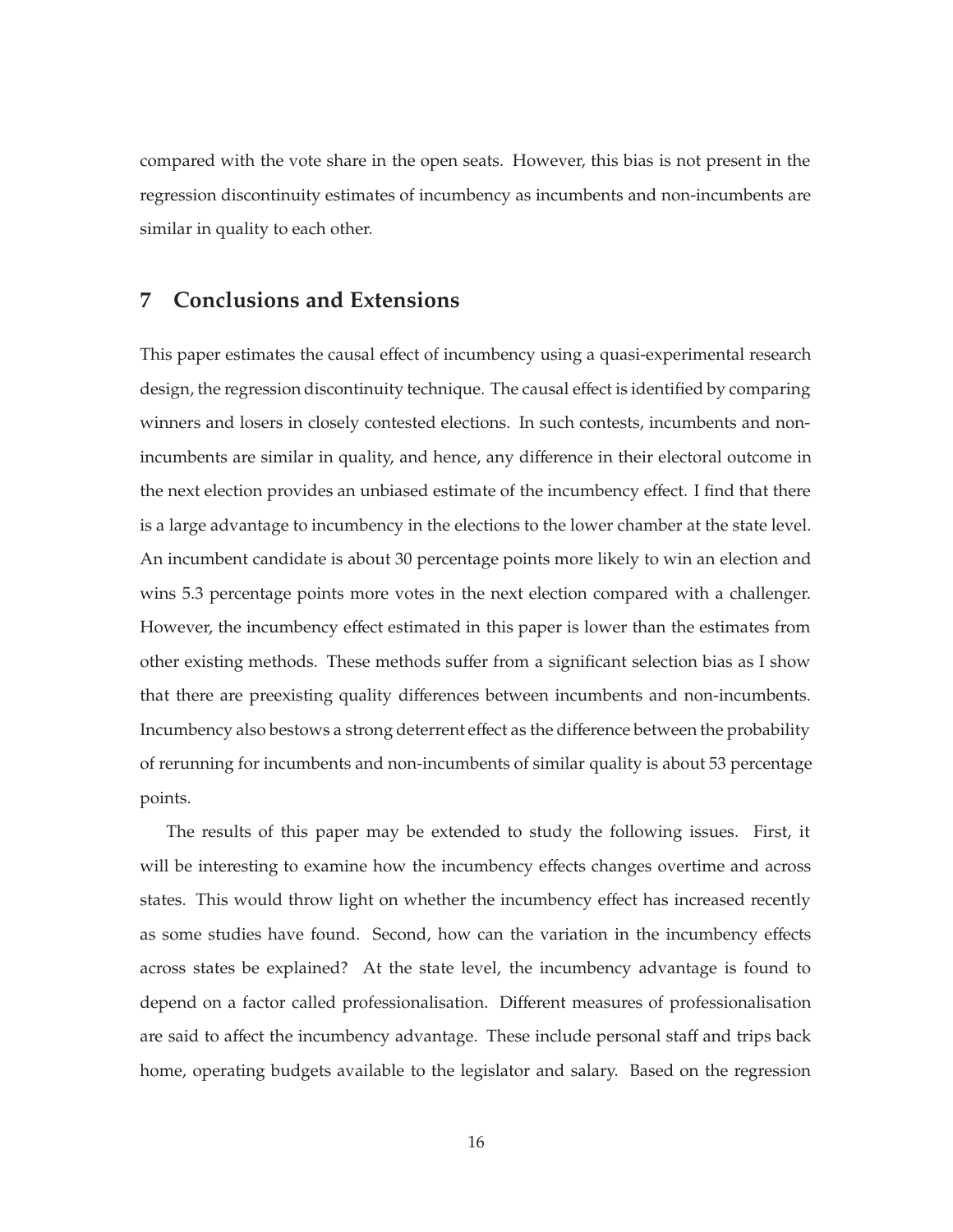compared with the vote share in the open seats. However, this bias is not present in the regression discontinuity estimates of incumbency as incumbents and non-incumbents are similar in quality to each other.

## 7 Conclusions and Extensions

This paper estimates the causal effect of incumbency using a quasi-experimental research design, the regression discontinuity technique. The causal effect is identified by comparing winners and losers in closely contested elections. In such contests, incumbents and non-incumbents are similar in quality, and hence, any difference in their electoral outcome in the next election provides an unbiased estimate of the incumbency effect. I find that there is a large advantage to incumbency in the elections to the lower chamber at the state level. An incumbent candidate is about 30 percentage points more likely to win an election and wins 5.3 percentage points more votes in the next election compared with a challenger. However, the incumbency effect estimated in this paper is lower than the estimates from other existing methods. These methods suffer from a significant selection bias as I show that there are preexisting quality differences between incumbents and non-incumbents. Incumbency also bestows a strong deterrent effect as the difference between the probability of rerunning for incumbents and non-incumbents of similar quality is about 53 percentage points.

The results of this paper may be extended to study the following issues. First, it will be interesting to examine how the incumbency effects changes overtime and across states. This would throw light on whether the incumbency effect has increased recently as some studies have found. Second, how can the variation in the incumbency effects across states be explained? At the state level, the incumbency advantage is found to depend on a factor called professionalisation. Different measures of professionalisation are said to affect the incumbency advantage. These include personal staff and trips back home, operating budgets available to the legislator and salary. Based on the regression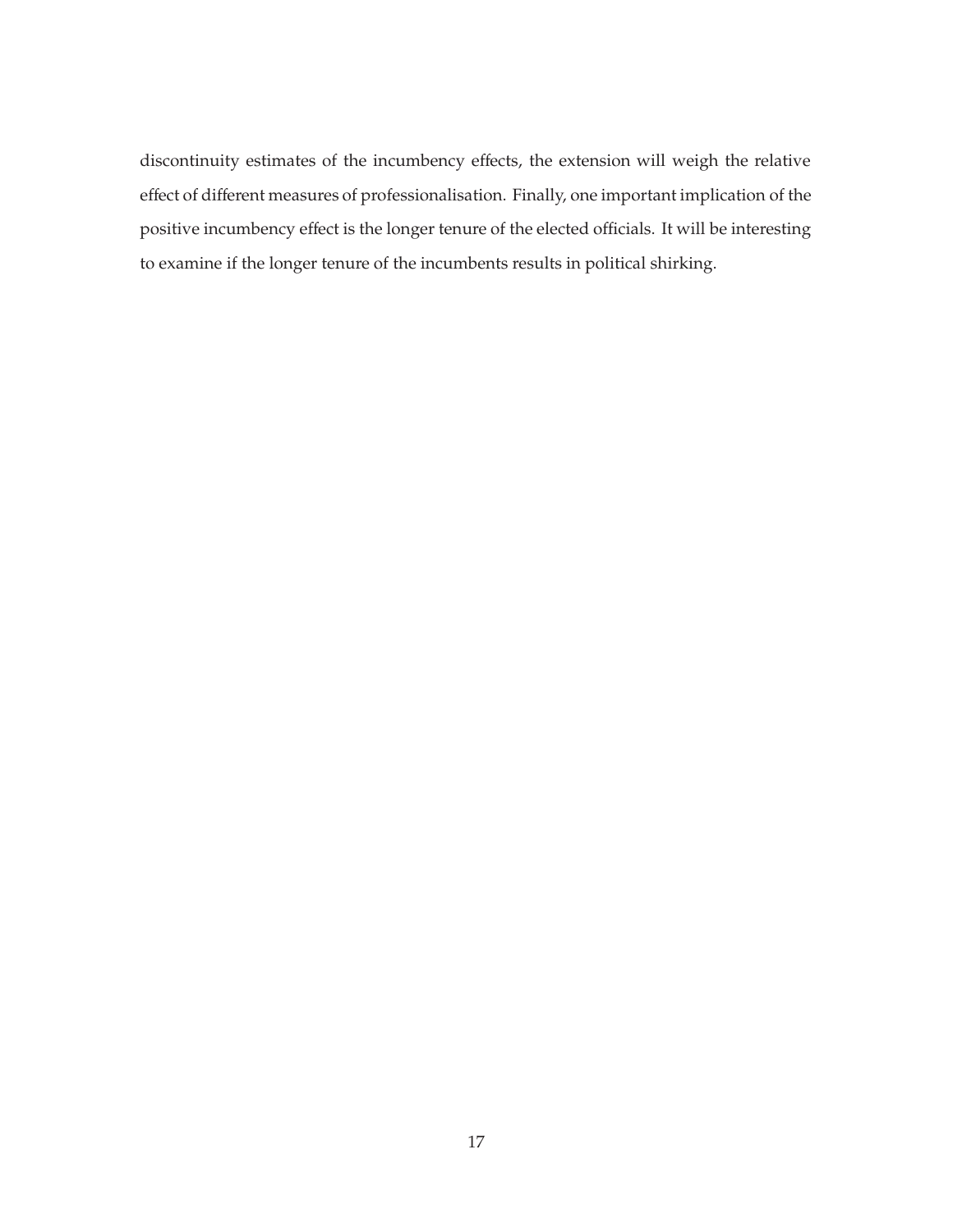discontinuity estimates of the incumbency effects, the extension will weigh the relative effect of different measures of professionalisation. Finally, one important implication of the positive incumbency effect is the longer tenure of the elected officials. It will be interesting to examine if the longer tenure of the incumbents results in political shirking.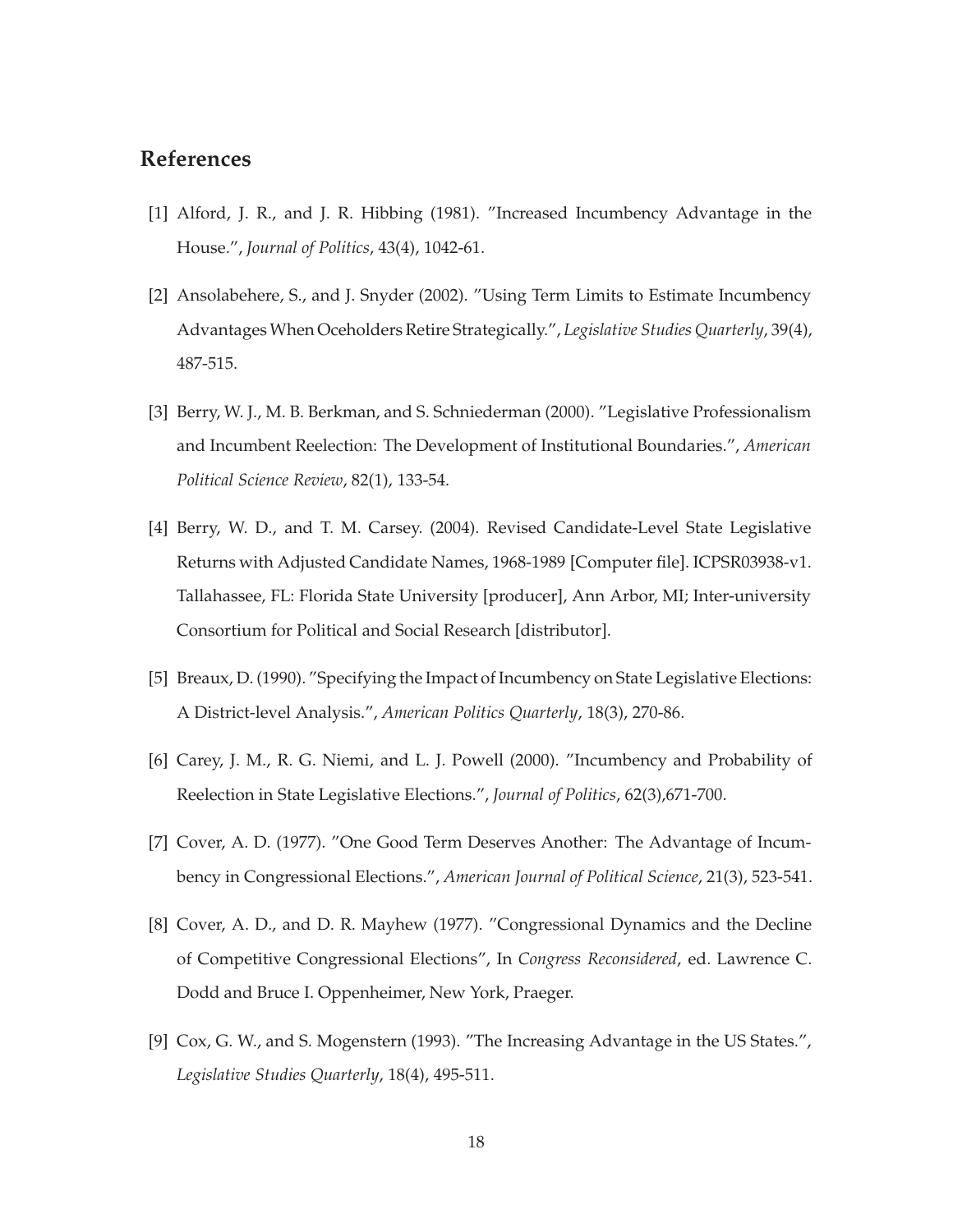## References

[1] Alford, J. R., and J. R. Hibbing (1981). "Increased Incumbency Advantage in the House.", *Journal of Politics*, 43(4), 1042-61.

[2] Ansolabehere, S., and J. Snyder (2002). "Using Term Limits to Estimate Incumbency Advantages When Oceholders Retire Strategically.", *Legislative Studies Quarterly*, 39(4), 487-515.

[3] Berry, W. J., M. B. Berkman, and S. Schniederman (2000). "Legislative Professionalism and Incumbent Reelection: The Development of Institutional Boundaries.", *American Political Science Review*, 82(1), 133-54.

[4] Berry, W. D., and T. M. Carsey. (2004). Revised Candidate-Level State Legislative Returns with Adjusted Candidate Names, 1968-1989 [Computer file]. ICPSR03938-v1. Tallahassee, FL: Florida State University [producer], Ann Arbor, MI; Inter-university Consortium for Political and Social Research [distributor].

[5] Breaux, D. (1990). "Specifying the Impact of Incumbency on State Legislative Elections: A District-level Analysis.", *American Politics Quarterly*, 18(3), 270-86.

[6] Carey, J. M., R. G. Niemi, and L. J. Powell (2000). "Incumbency and Probability of Reelection in State Legislative Elections.", *Journal of Politics*, 62(3),671-700.

[7] Cover, A. D. (1977). "One Good Term Deserves Another: The Advantage of Incumbency in Congressional Elections.", *American Journal of Political Science*, 21(3), 523-541.

[8] Cover, A. D., and D. R. Mayhew (1977). "Congressional Dynamics and the Decline of Competitive Congressional Elections", In *Congress Reconsidered*, ed. Lawrence C. Dodd and Bruce I. Oppenheimer, New York, Praeger.

[9] Cox, G. W., and S. Mogenstern (1993). "The Increasing Advantage in the US States.", *Legislative Studies Quarterly*, 18(4), 495-511.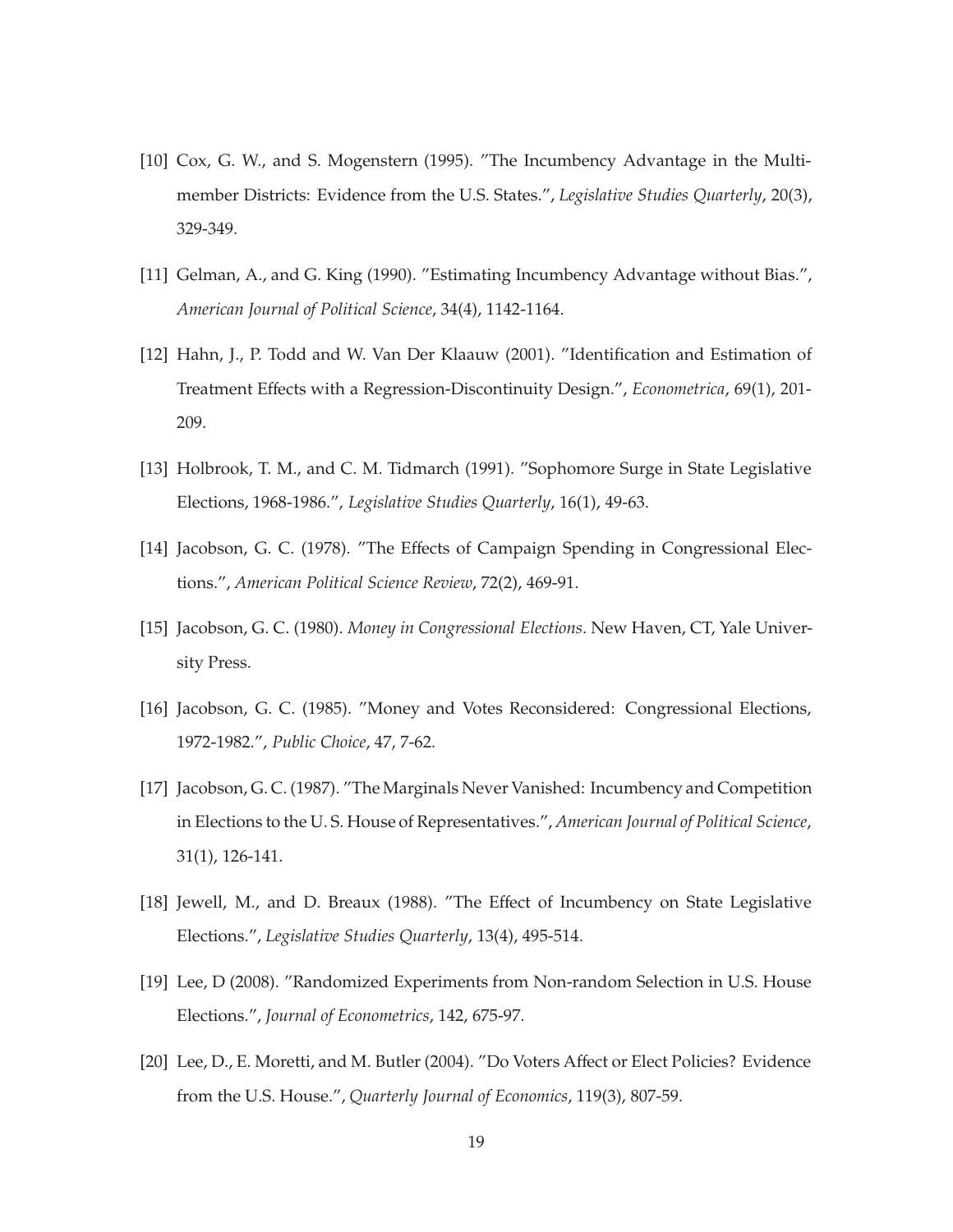[10] Cox, G. W., and S. Mogenstern (1995). "The Incumbency Advantage in the Multi-member Districts: Evidence from the U.S. States.", *Legislative Studies Quarterly*, 20(3), 329-349.

[11] Gelman, A., and G. King (1990). "Estimating Incumbency Advantage without Bias.", *American Journal of Political Science*, 34(4), 1142-1164.

[12] Hahn, J., P. Todd and W. Van Der Klaauw (2001). "Identification and Estimation of Treatment Effects with a Regression-Discontinuity Design.", *Econometrica*, 69(1), 201-209.

[13] Holbrook, T. M., and C. M. Tidmarch (1991). "Sophomore Surge in State Legislative Elections, 1968-1986.", *Legislative Studies Quarterly*, 16(1), 49-63.

[14] Jacobson, G. C. (1978). "The Effects of Campaign Spending in Congressional Elections.", *American Political Science Review*, 72(2), 469-91.

[15] Jacobson, G. C. (1980). *Money in Congressional Elections*. New Haven, CT, Yale University Press.

[16] Jacobson, G. C. (1985). "Money and Votes Reconsidered: Congressional Elections, 1972-1982.", *Public Choice*, 47, 7-62.

[17] Jacobson, G. C. (1987). "The Marginals Never Vanished: Incumbency and Competition in Elections to the U. S. House of Representatives.", *American Journal of Political Science*, 31(1), 126-141.

[18] Jewell, M., and D. Breaux (1988). "The Effect of Incumbency on State Legislative Elections.", *Legislative Studies Quarterly*, 13(4), 495-514.

[19] Lee, D (2008). "Randomized Experiments from Non-random Selection in U.S. House Elections.", *Journal of Econometrics*, 142, 675-97.

[20] Lee, D., E. Moretti, and M. Butler (2004). "Do Voters Affect or Elect Policies? Evidence from the U.S. House.", *Quarterly Journal of Economics*, 119(3), 807-59.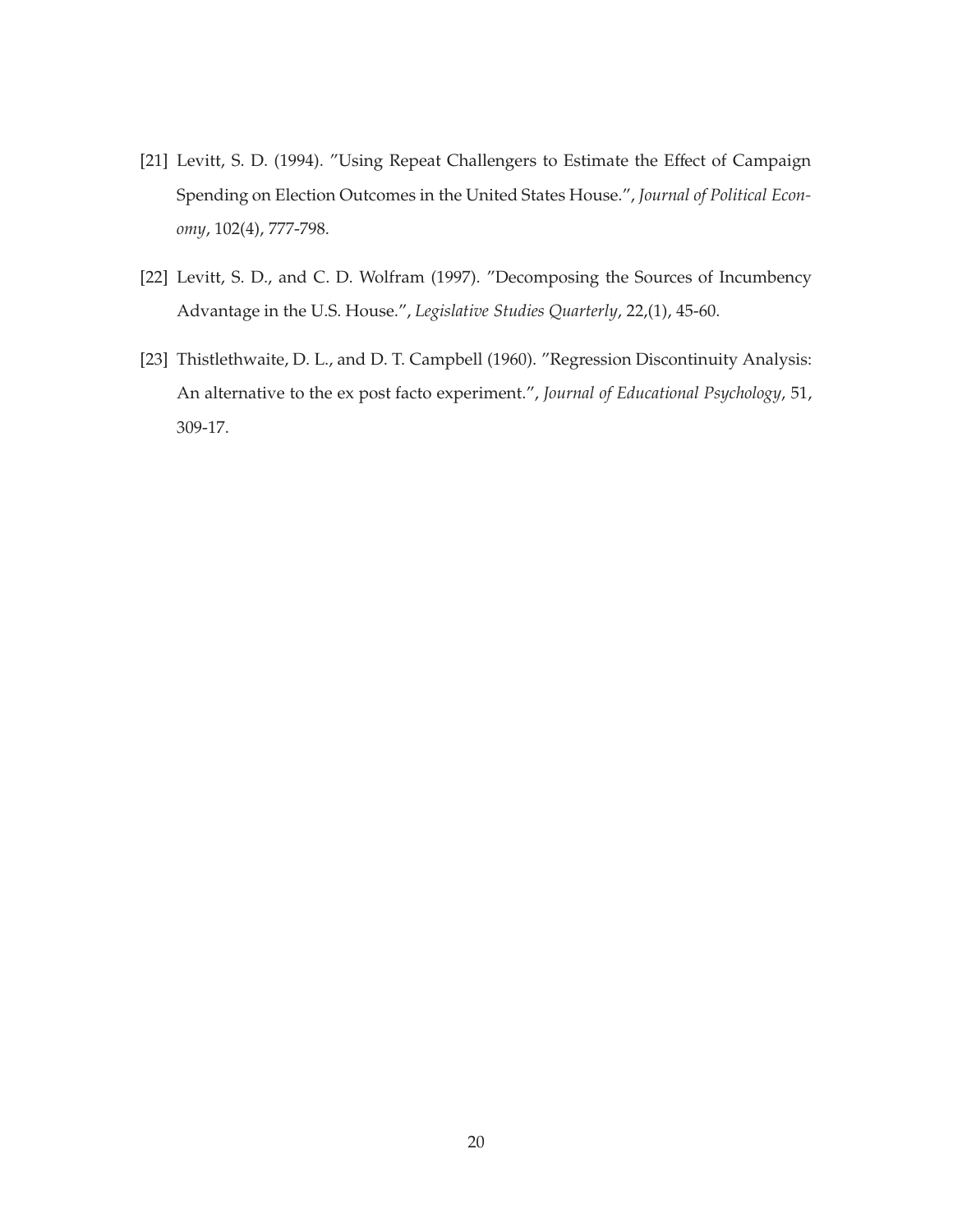[21] Levitt, S. D. (1994). "Using Repeat Challengers to Estimate the Effect of Campaign Spending on Election Outcomes in the United States House.", *Journal of Political Economy*, 102(4), 777-798.

[22] Levitt, S. D., and C. D. Wolfram (1997). "Decomposing the Sources of Incumbency Advantage in the U.S. House.", *Legislative Studies Quarterly*, 22,(1), 45-60.

[23] Thistlethwaite, D. L., and D. T. Campbell (1960). "Regression Discontinuity Analysis: An alternative to the ex post facto experiment.", *Journal of Educational Psychology*, 51, 309-17.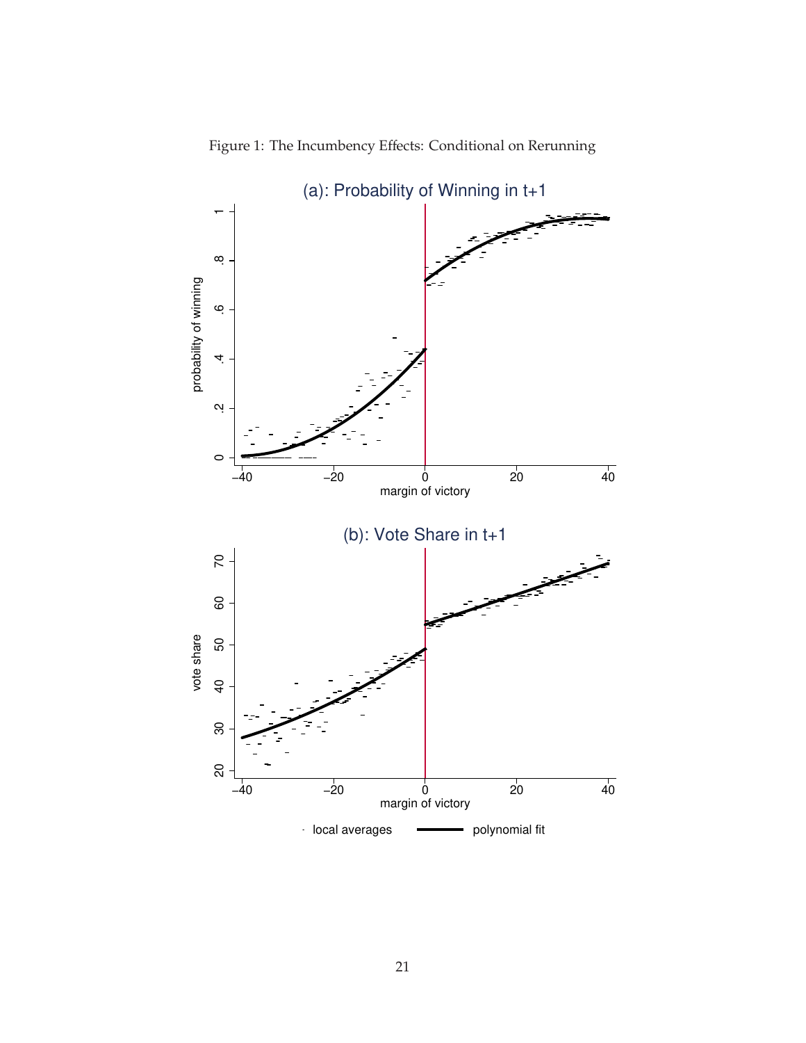Figure 1: The Incumbency Effects: Conditional on Rerunning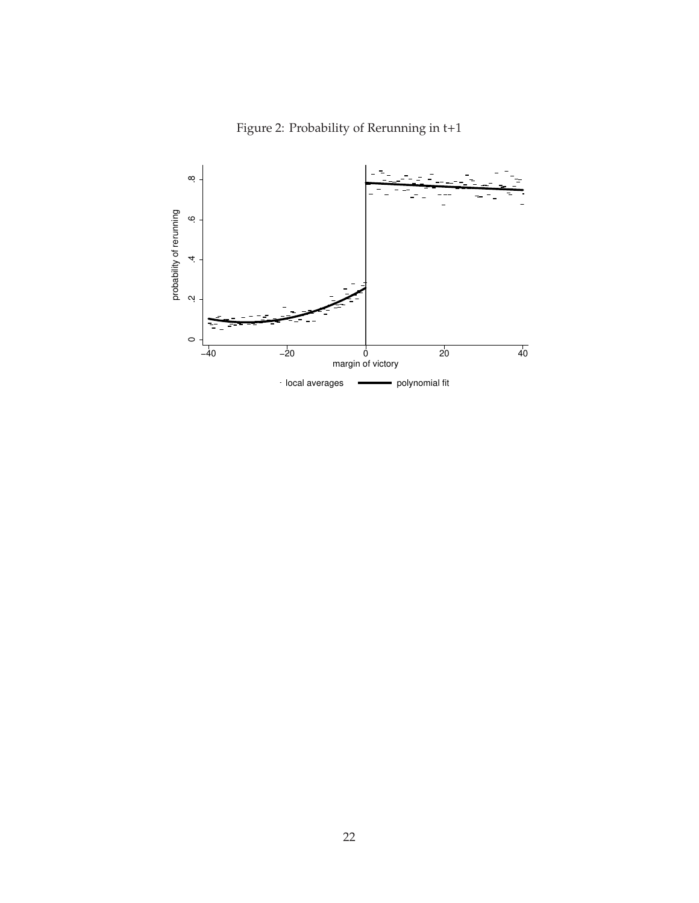Figure 2: Probability of Rerunning in t+1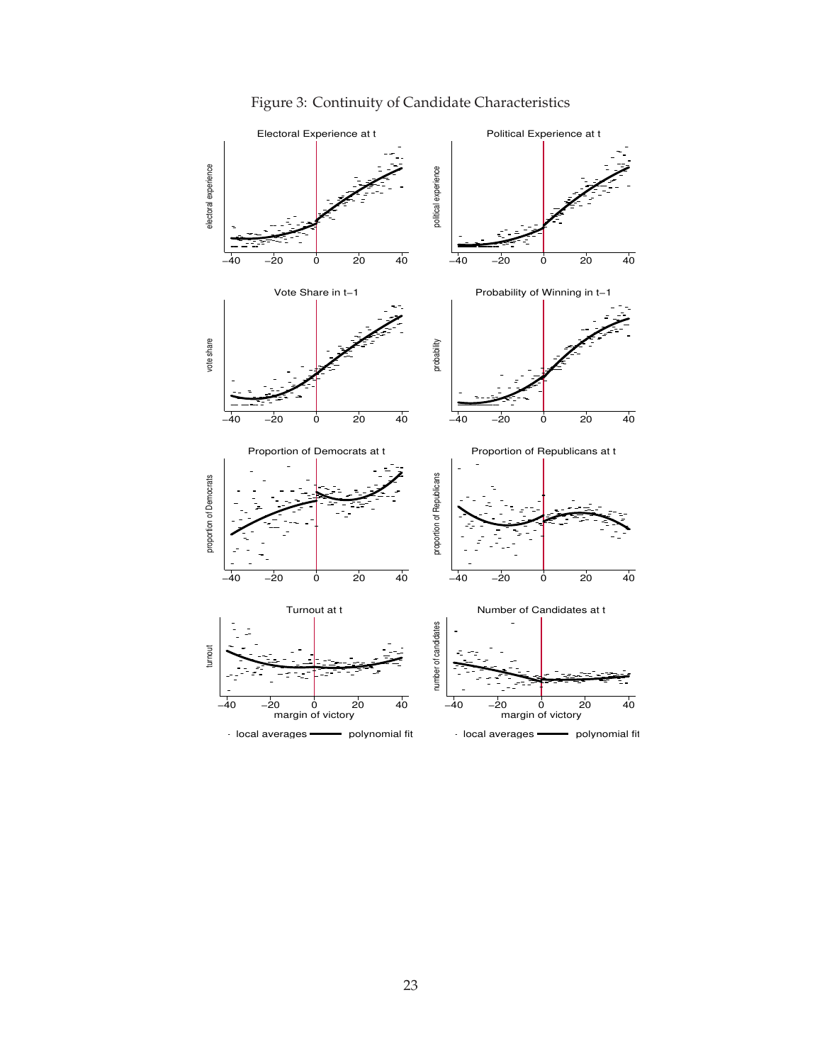Figure 3: Continuity of Candidate Characteristics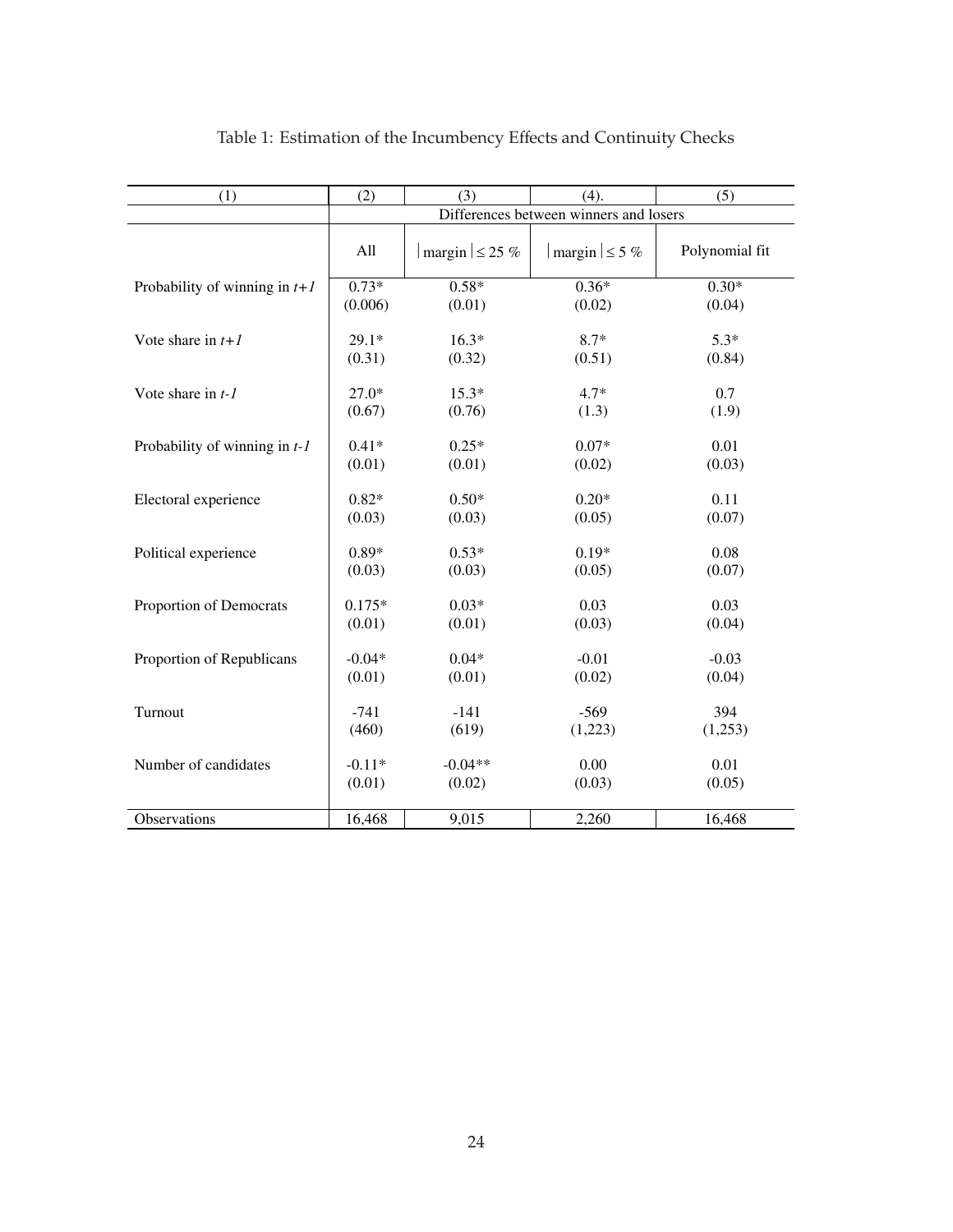Table 1: Estimation of the Incumbency Effects and Continuity Checks

| (1) | (2) | (3) | (4). | (5) |
|---|---|---|---|---|
| | Differences between winners and losers | | | |
| | All | $\lvert$margin$\rvert \leq 25$ % | $\lvert$margin$\rvert \leq 5$ % | Polynomial fit |
| Probability of winning in *t+1* | 0.73*<br>(0.006) | 0.58*<br>(0.01) | 0.36*<br>(0.02) | 0.30*<br>(0.04) |
| Vote share in *t+1* | 29.1*<br>(0.31) | 16.3*<br>(0.32) | 8.7*<br>(0.51) | 5.3*<br>(0.84) |
| Vote share in *t-1* | 27.0*<br>(0.67) | 15.3*<br>(0.76) | 4.7*<br>(1.3) | 0.7<br>(1.9) |
| Probability of winning in *t-1* | 0.41*<br>(0.01) | 0.25*<br>(0.01) | 0.07*<br>(0.02) | 0.01<br>(0.03) |
| Electoral experience | 0.82*<br>(0.03) | 0.50*<br>(0.03) | 0.20*<br>(0.05) | 0.11<br>(0.07) |
| Political experience | 0.89*<br>(0.03) | 0.53*<br>(0.03) | 0.19*<br>(0.05) | 0.08<br>(0.07) |
| Proportion of Democrats | 0.175*<br>(0.01) | 0.03*<br>(0.01) | 0.03<br>(0.03) | 0.03<br>(0.04) |
| Proportion of Republicans | -0.04*<br>(0.01) | 0.04*<br>(0.01) | -0.01<br>(0.02) | -0.03<br>(0.04) |
| Turnout | -741<br>(460) | -141<br>(619) | -569<br>(1,223) | 394<br>(1,253) |
| Number of candidates | -0.11*<br>(0.01) | -0.04**<br>(0.02) | 0.00<br>(0.03) | 0.01<br>(0.05) |
| Observations | 16,468 | 9,015 | 2,260 | 16,468 |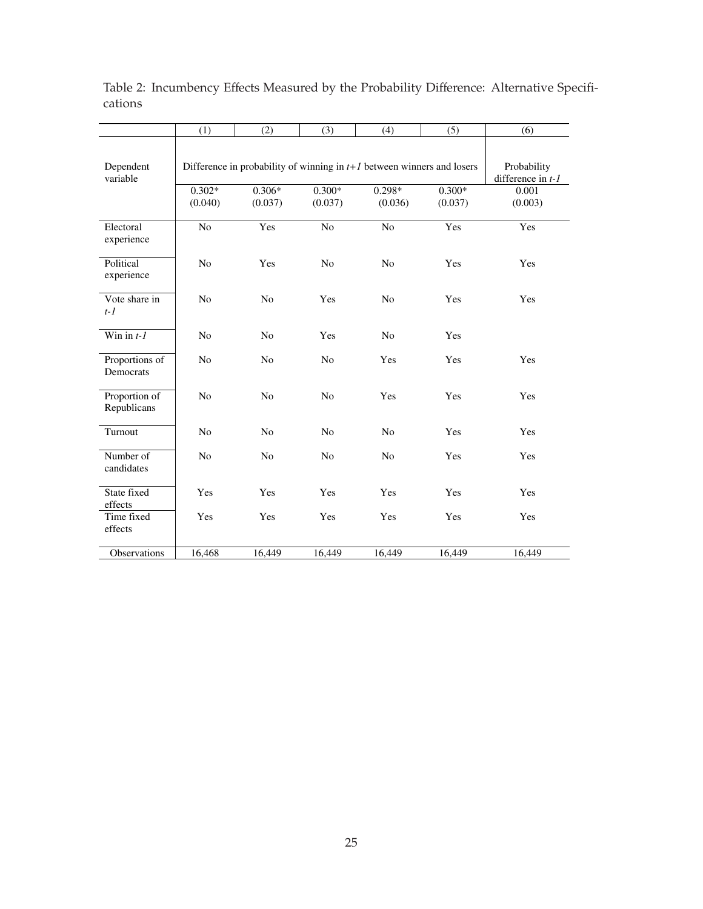Table 2: Incumbency Effects Measured by the Probability Difference: Alternative Specifications

| | (1) | (2) | (3) | (4) | (5) | (6) |
|---|---|---|---|---|---|---|
| Dependent variable | Difference in probability of winning in $t+1$ between winners and losers | | | | | Probability difference in $t$-$1$ |
| | 0.302* (0.040) | 0.306* (0.037) | 0.300* (0.037) | 0.298* (0.036) | 0.300* (0.037) | 0.001 (0.003) |
| Electoral experience | No | Yes | No | No | Yes | Yes |
| Political experience | No | Yes | No | No | Yes | Yes |
| Vote share in $t$-$1$ | No | No | Yes | No | Yes | Yes |
| Win in $t$-$1$ | No | No | Yes | No | Yes | |
| Proportions of Democrats | No | No | No | Yes | Yes | Yes |
| Proportion of Republicans | No | No | No | Yes | Yes | Yes |
| Turnout | No | No | No | No | Yes | Yes |
| Number of candidates | No | No | No | No | Yes | Yes |
| State fixed effects | Yes | Yes | Yes | Yes | Yes | Yes |
| Time fixed effects | Yes | Yes | Yes | Yes | Yes | Yes |
| Observations | 16,468 | 16,449 | 16,449 | 16,449 | 16,449 | 16,449 |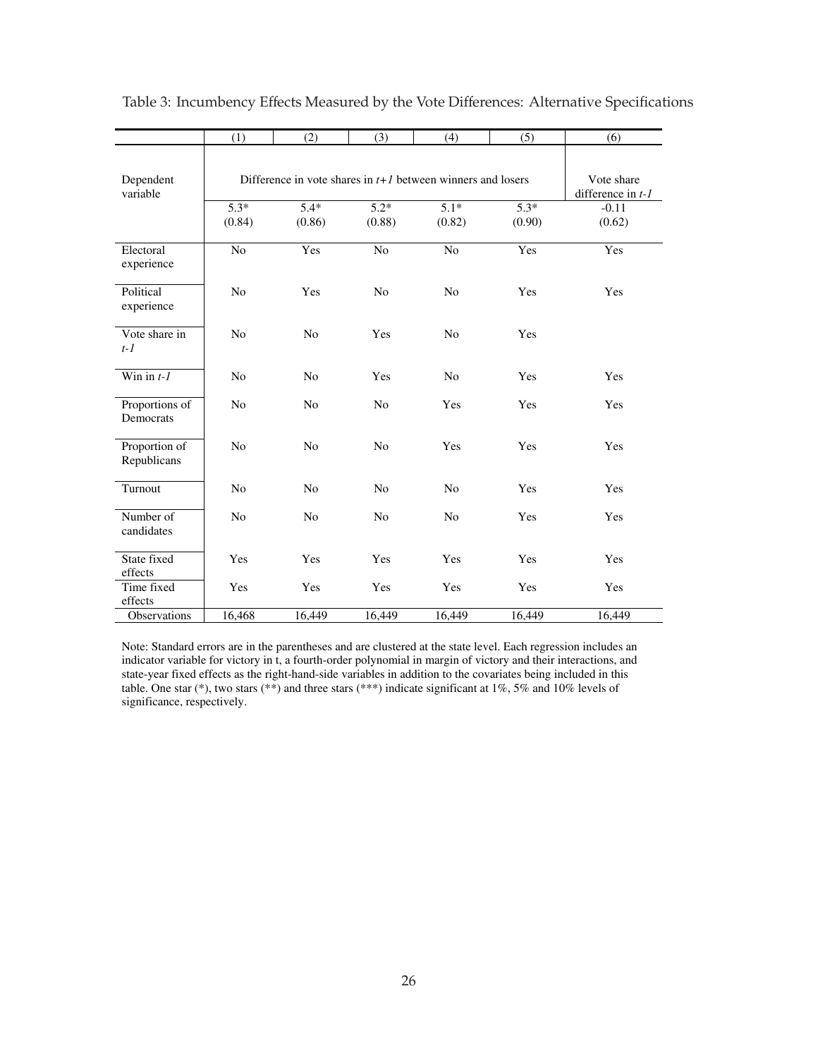Table 3: Incumbency Effects Measured by the Vote Differences: Alternative Specifications

| | (1) | (2) | (3) | (4) | (5) | (6) |
|---|---|---|---|---|---|---|
| Dependent variable | Difference in vote shares in $t+1$ between winners and losers | | | | | Vote share difference in $t$-$1$ |
| | 5.3* (0.84) | 5.4* (0.86) | 5.2* (0.88) | 5.1* (0.82) | 5.3* (0.90) | -0.11 (0.62) |
| Electoral experience | No | Yes | No | No | Yes | Yes |
| Political experience | No | Yes | No | No | Yes | Yes |
| Vote share in $t$-$1$ | No | No | Yes | No | Yes | |
| Win in $t$-$1$ | No | No | Yes | No | Yes | Yes |
| Proportions of Democrats | No | No | No | Yes | Yes | Yes |
| Proportion of Republicans | No | No | No | Yes | Yes | Yes |
| Turnout | No | No | No | No | Yes | Yes |
| Number of candidates | No | No | No | No | Yes | Yes |
| State fixed effects | Yes | Yes | Yes | Yes | Yes | Yes |
| Time fixed effects | Yes | Yes | Yes | Yes | Yes | Yes |
| Observations | 16,468 | 16,449 | 16,449 | 16,449 | 16,449 | 16,449 |

Note: Standard errors are in the parentheses and are clustered at the state level. Each regression includes an indicator variable for victory in t, a fourth-order polynomial in margin of victory and their interactions, and state-year fixed effects as the right-hand-side variables in addition to the covariates being included in this table. One star (*), two stars (**) and three stars (***) indicate significant at 1%, 5% and 10% levels of significance, respectively.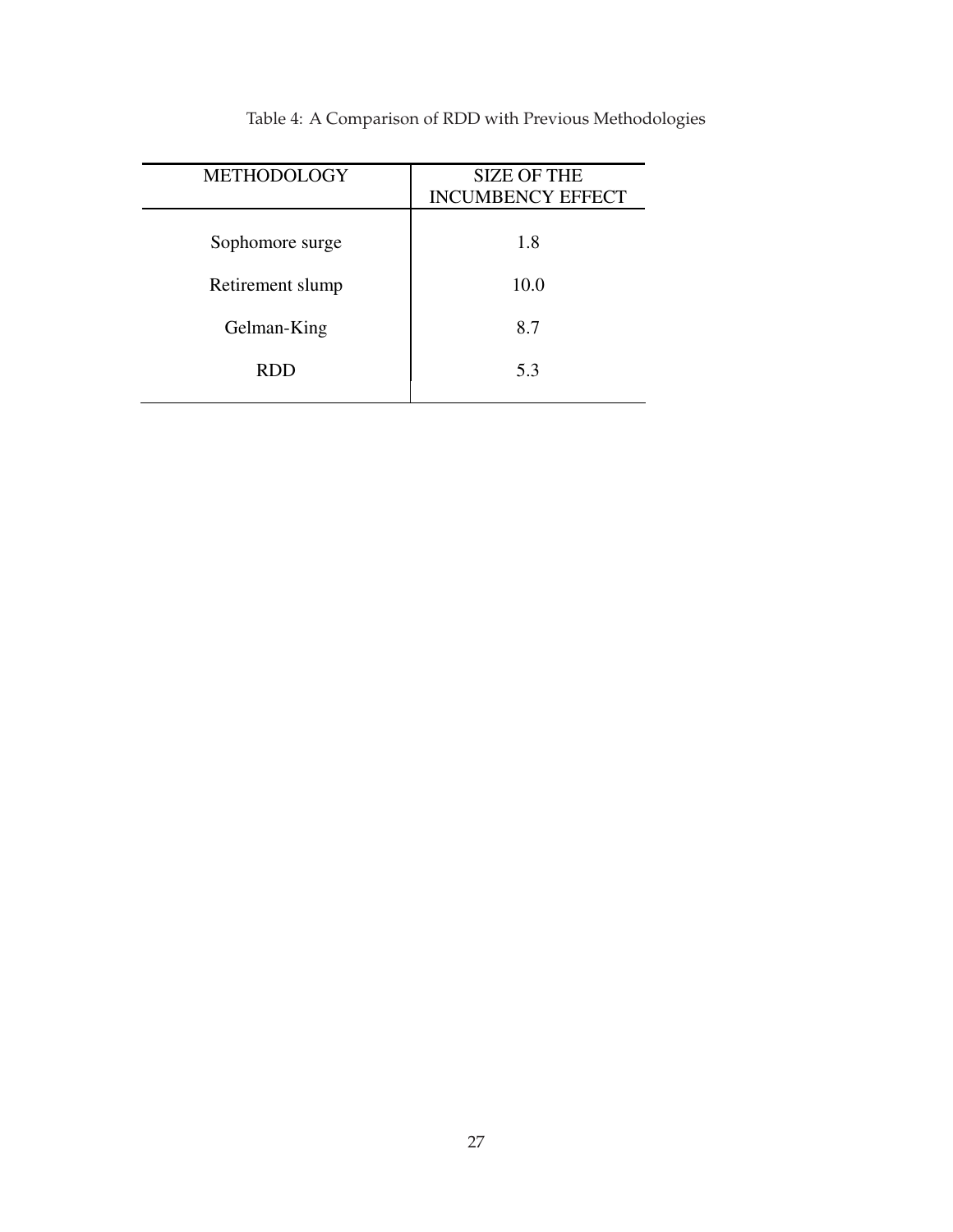Table 4: A Comparison of RDD with Previous Methodologies

| METHODOLOGY | SIZE OF THE INCUMBENCY EFFECT |
|---|---|
| Sophomore surge | 1.8 |
| Retirement slump | 10.0 |
| Gelman-King | 8.7 |
| RDD | 5.3 |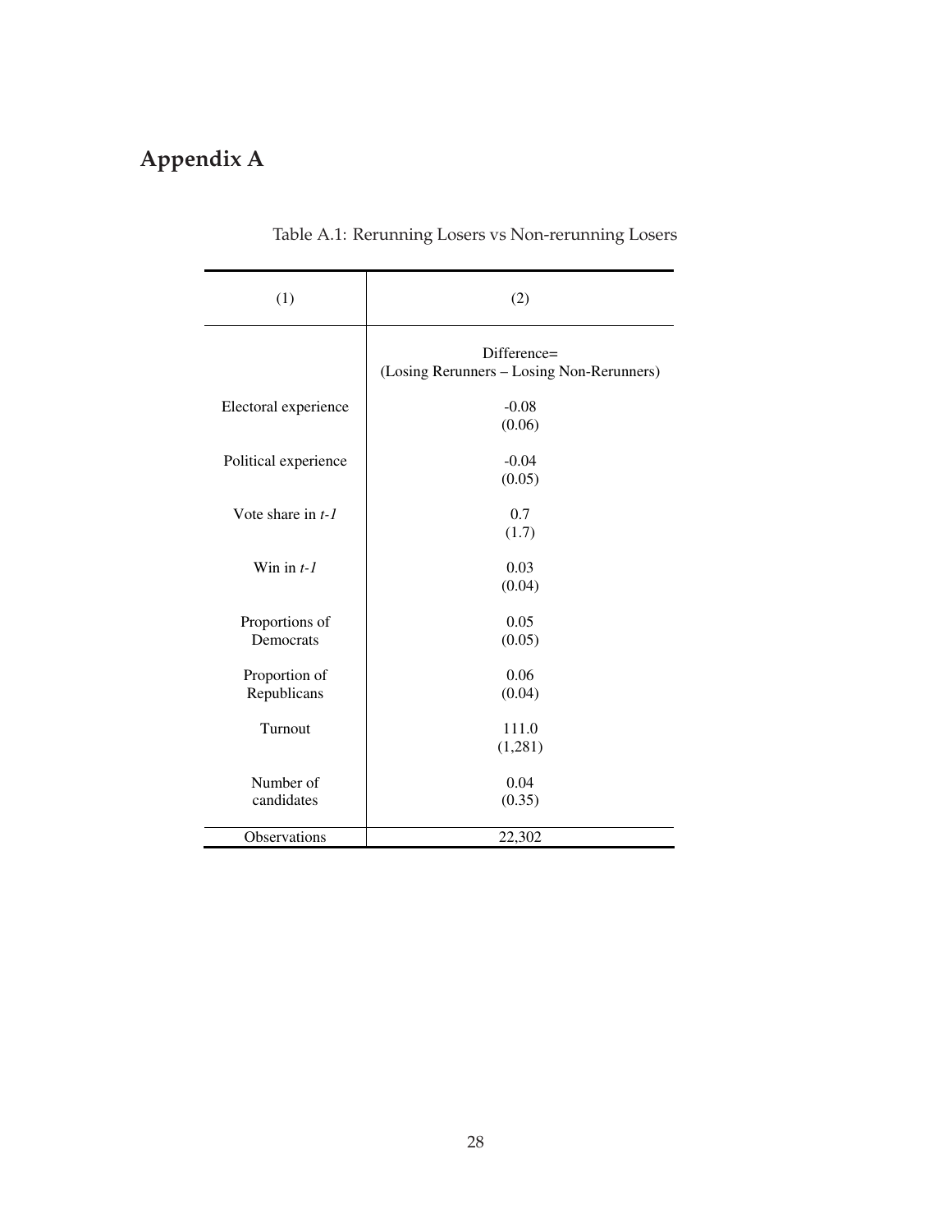# Appendix A

Table A.1: Rerunning Losers vs Non-rerunning Losers

| (1) | (2) |
|---|---|
| | Difference= (Losing Rerunners – Losing Non-Rerunners) |
| Electoral experience | -0.08<br>(0.06) |
| Political experience | -0.04<br>(0.05) |
| Vote share in *t-1* | 0.7<br>(1.7) |
| Win in *t-1* | 0.03<br>(0.04) |
| Proportions of Democrats | 0.05<br>(0.05) |
| Proportion of Republicans | 0.06<br>(0.04) |
| Turnout | 111.0<br>(1,281) |
| Number of candidates | 0.04<br>(0.35) |
| Observations | 22,302 |